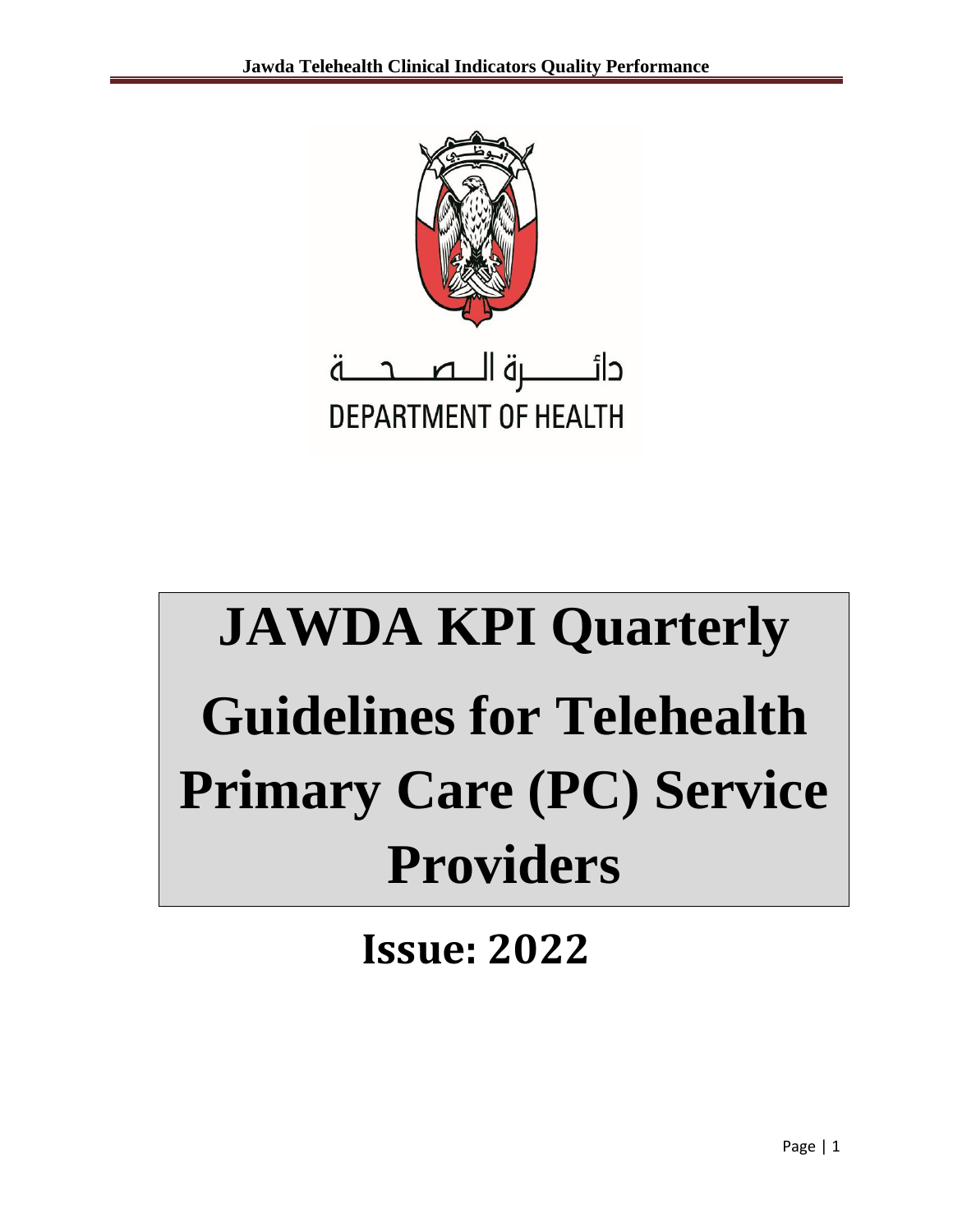دائـــــرة الـــصـــحـــة
DEPARTMENT OF HEALTH

# JAWDA KPI Quarterly Guidelines for Telehealth Primary Care (PC) Service Providers

## Issue: 2022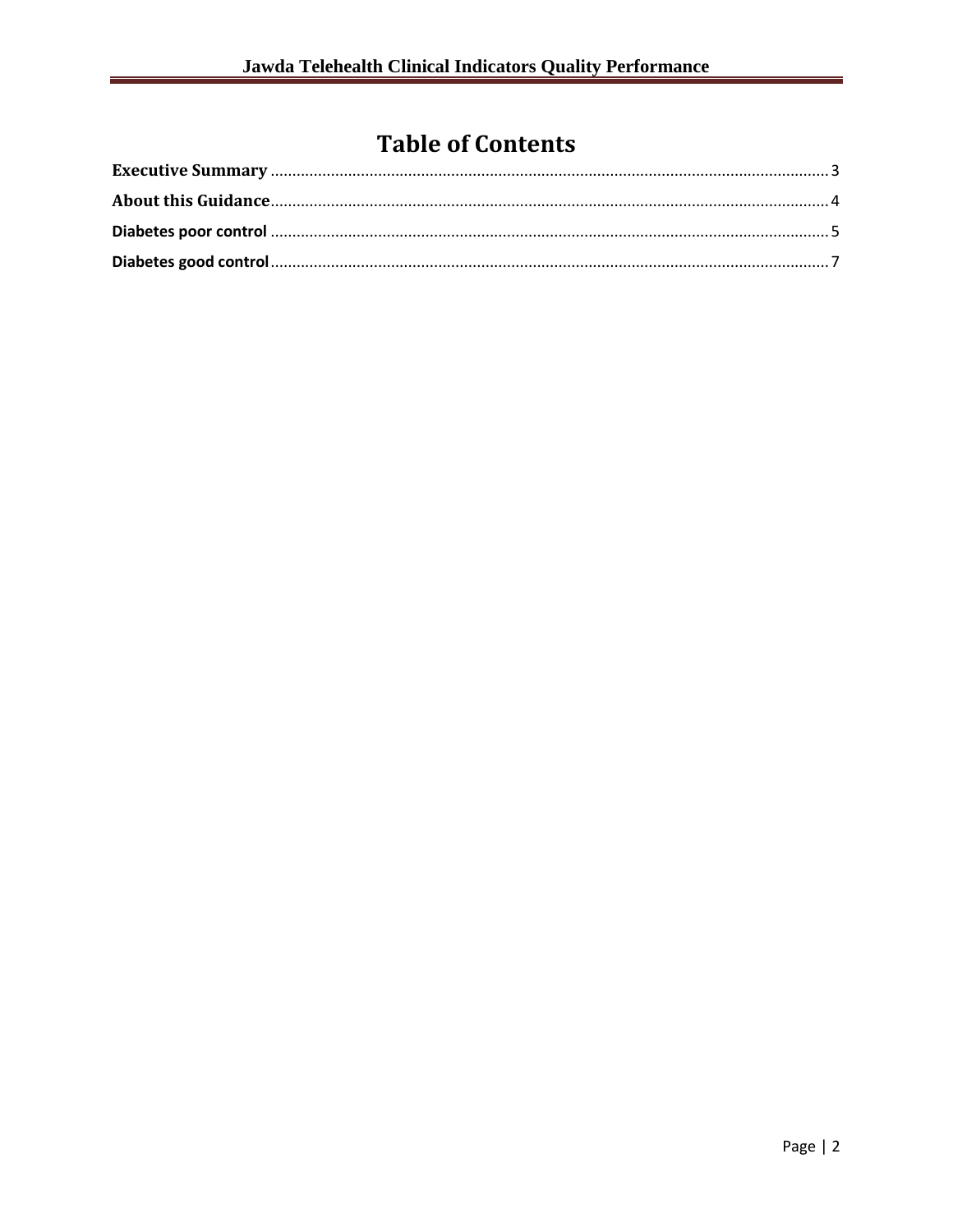# Table of Contents

**Executive Summary** ........................................................................................................................ 3

**About this Guidance**......................................................................................................................... 4

**Diabetes poor control** ....................................................................................................................... 5

**Diabetes good control**....................................................................................................................... 7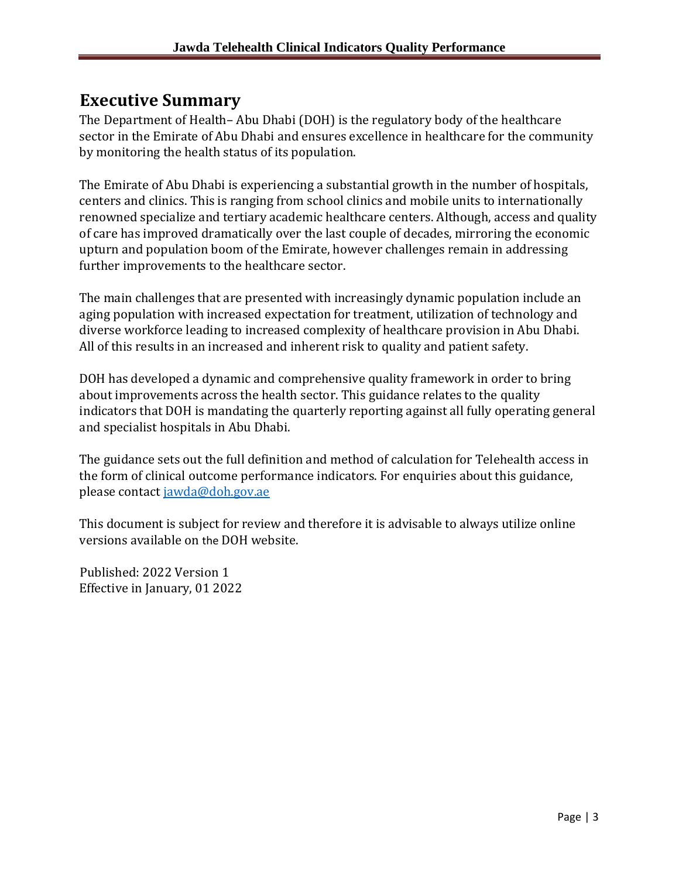## Executive Summary

The Department of Health– Abu Dhabi (DOH) is the regulatory body of the healthcare sector in the Emirate of Abu Dhabi and ensures excellence in healthcare for the community by monitoring the health status of its population.

The Emirate of Abu Dhabi is experiencing a substantial growth in the number of hospitals, centers and clinics. This is ranging from school clinics and mobile units to internationally renowned specialize and tertiary academic healthcare centers. Although, access and quality of care has improved dramatically over the last couple of decades, mirroring the economic upturn and population boom of the Emirate, however challenges remain in addressing further improvements to the healthcare sector.

The main challenges that are presented with increasingly dynamic population include an aging population with increased expectation for treatment, utilization of technology and diverse workforce leading to increased complexity of healthcare provision in Abu Dhabi. All of this results in an increased and inherent risk to quality and patient safety.

DOH has developed a dynamic and comprehensive quality framework in order to bring about improvements across the health sector. This guidance relates to the quality indicators that DOH is mandating the quarterly reporting against all fully operating general and specialist hospitals in Abu Dhabi.

The guidance sets out the full definition and method of calculation for Telehealth access in the form of clinical outcome performance indicators. For enquiries about this guidance, please contact jawda@doh.gov.ae

This document is subject for review and therefore it is advisable to always utilize online versions available on the DOH website.

Published: 2022 Version 1
Effective in January, 01 2022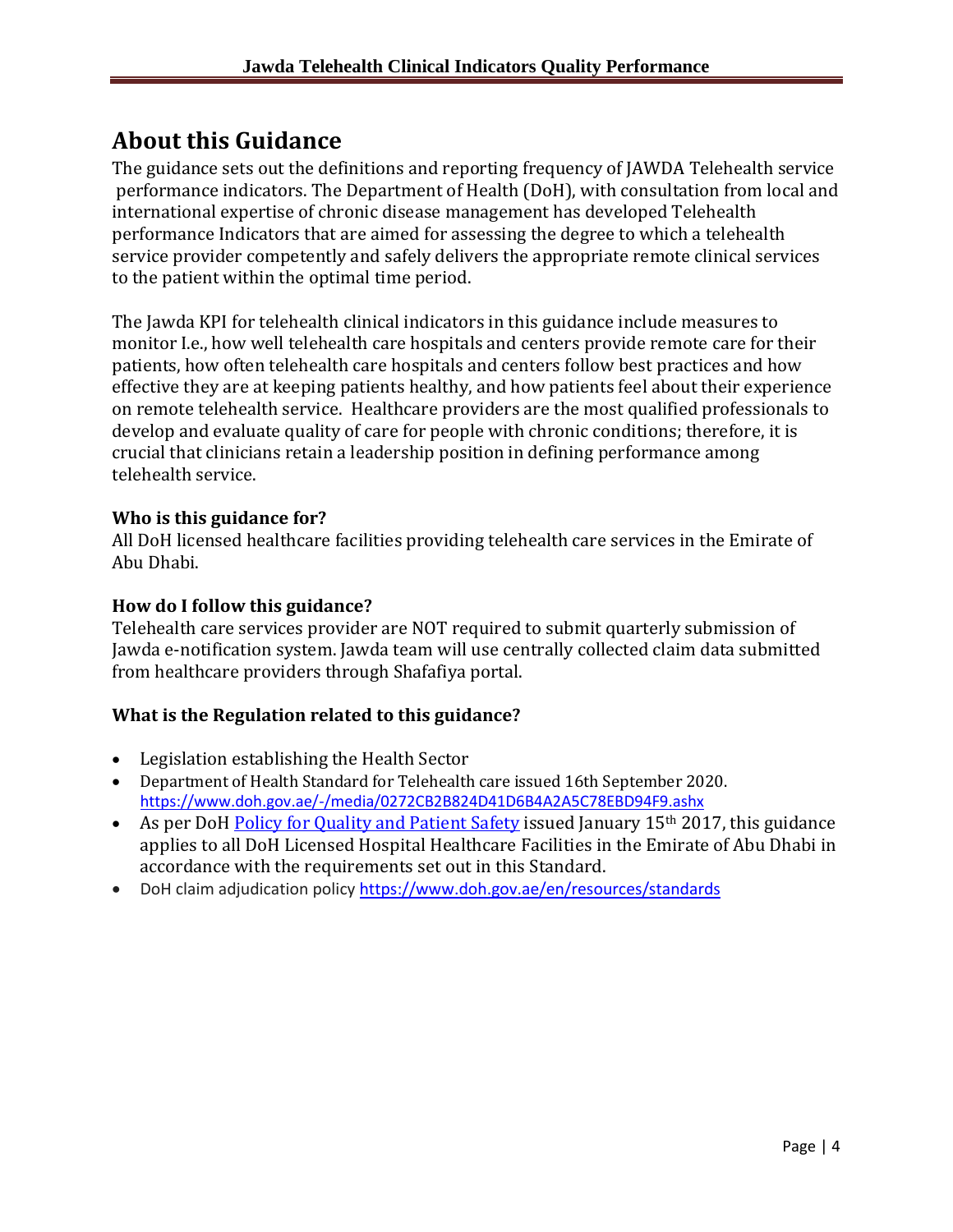## About this Guidance

The guidance sets out the definitions and reporting frequency of JAWDA Telehealth service performance indicators. The Department of Health (DoH), with consultation from local and international expertise of chronic disease management has developed Telehealth performance Indicators that are aimed for assessing the degree to which a telehealth service provider competently and safely delivers the appropriate remote clinical services to the patient within the optimal time period.

The Jawda KPI for telehealth clinical indicators in this guidance include measures to monitor I.e., how well telehealth care hospitals and centers provide remote care for their patients, how often telehealth care hospitals and centers follow best practices and how effective they are at keeping patients healthy, and how patients feel about their experience on remote telehealth service. Healthcare providers are the most qualified professionals to develop and evaluate quality of care for people with chronic conditions; therefore, it is crucial that clinicians retain a leadership position in defining performance among telehealth service.

### Who is this guidance for?

All DoH licensed healthcare facilities providing telehealth care services in the Emirate of Abu Dhabi.

### How do I follow this guidance?

Telehealth care services provider are NOT required to submit quarterly submission of Jawda e-notification system. Jawda team will use centrally collected claim data submitted from healthcare providers through Shafafiya portal.

### What is the Regulation related to this guidance?

- Legislation establishing the Health Sector
- Department of Health Standard for Telehealth care issued 16th September 2020. https://www.doh.gov.ae/-/media/0272CB2B824D41D6B4A2A5C78EBD94F9.ashx
- As per DoH Policy for Quality and Patient Safety issued January 15th 2017, this guidance applies to all DoH Licensed Hospital Healthcare Facilities in the Emirate of Abu Dhabi in accordance with the requirements set out in this Standard.
- DoH claim adjudication policy https://www.doh.gov.ae/en/resources/standards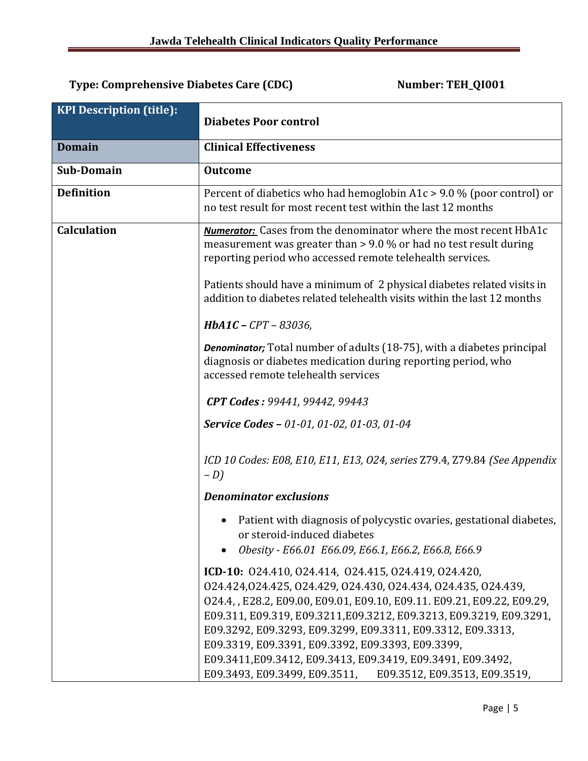**Type: Comprehensive Diabetes Care (CDC)** **Number: TEH_QI001**

| **KPI Description (title):** | **Diabetes Poor control** |
|---|---|
| **Domain** | **Clinical Effectiveness** |
| **Sub-Domain** | **Outcome** |
| **Definition** | Percent of diabetics who had hemoglobin A1c > 9.0 % (poor control) or no test result for most recent test within the last 12 months |
| **Calculation** | ***Numerator:*** Cases from the denominator where the most recent HbA1c measurement was greater than > 9.0 % or had no test result during reporting period who accessed remote telehealth services.<br><br>Patients should have a minimum of 2 physical diabetes related visits in addition to diabetes related telehealth visits within the last 12 months<br><br>***HbA1C –*** *CPT – 83036,*<br><br>***Denominator;*** Total number of adults (18-75), with a diabetes principal diagnosis or diabetes medication during reporting period, who accessed remote telehealth services<br><br>***CPT Codes :*** *99441, 99442, 99443*<br><br>***Service Codes –*** *01-01, 01-02, 01-03, 01-04*<br><br>*ICD 10 Codes: E08, E10, E11, E13, O24, series* Z79.4, Z79.84 *(See Appendix – D)*<br><br>***Denominator exclusions***<br><br>• Patient with diagnosis of polycystic ovaries, gestational diabetes, or steroid-induced diabetes<br>• *Obesity - E66.01 E66.09, E66.1, E66.2, E66.8, E66.9*<br><br>**ICD-10:** O24.410, O24.414, O24.415, O24.419, O24.420, O24.424,O24.425, O24.429, O24.430, O24.434, O24.435, O24.439, O24.4, , E28.2, E09.00, E09.01, E09.10, E09.11. E09.21, E09.22, E09.29, E09.311, E09.319, E09.3211,E09.3212, E09.3213, E09.3219, E09.3291, E09.3292, E09.3293, E09.3299, E09.3311, E09.3312, E09.3313, E09.3319, E09.3391, E09.3392, E09.3393, E09.3399, E09.3411,E09.3412, E09.3413, E09.3419, E09.3491, E09.3492, E09.3493, E09.3499, E09.3511, E09.3512, E09.3513, E09.3519, |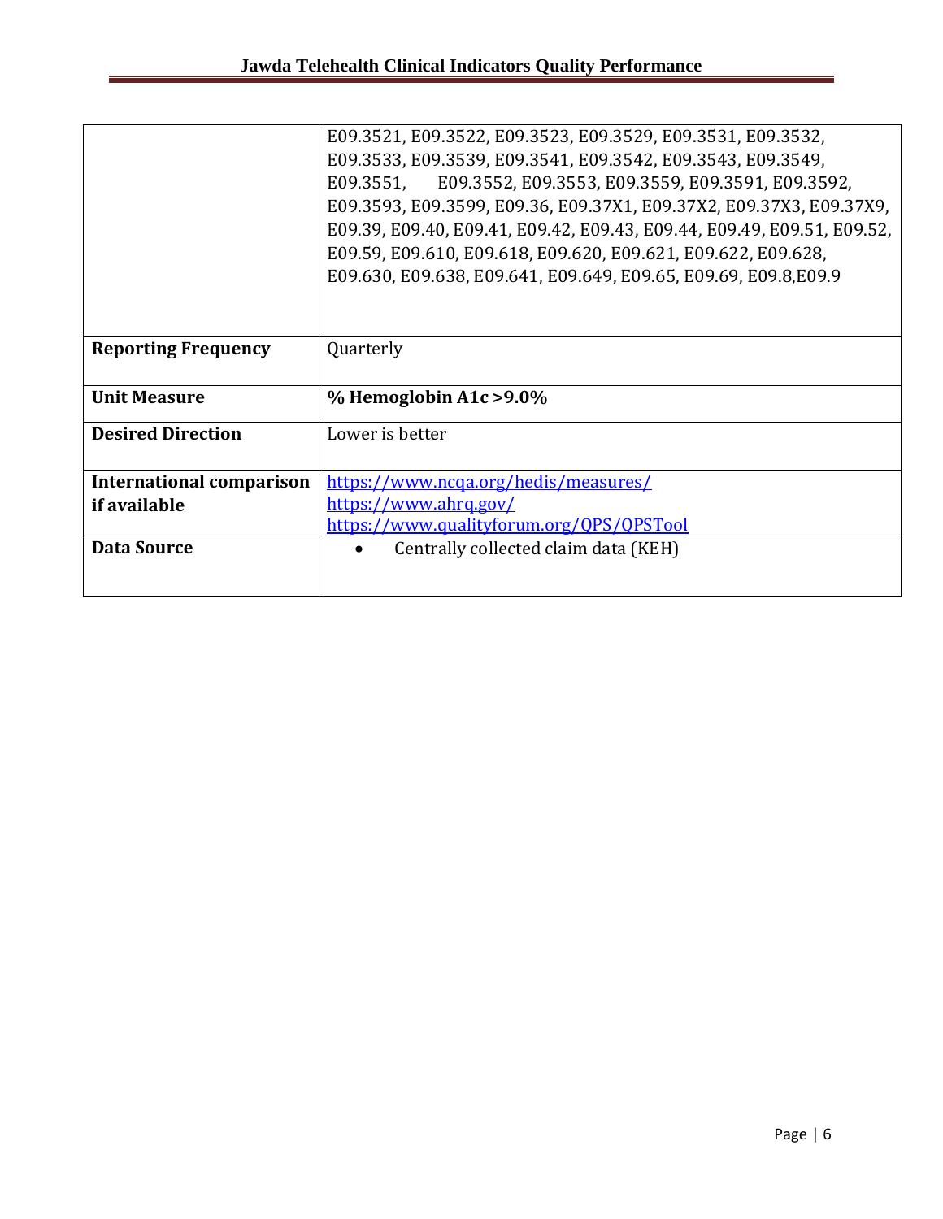|  |  |
|---|---|
|  | E09.3521, E09.3522, E09.3523, E09.3529, E09.3531, E09.3532, E09.3533, E09.3539, E09.3541, E09.3542, E09.3543, E09.3549, E09.3551, E09.3552, E09.3553, E09.3559, E09.3591, E09.3592, E09.3593, E09.3599, E09.36, E09.37X1, E09.37X2, E09.37X3, E09.37X9, E09.39, E09.40, E09.41, E09.42, E09.43, E09.44, E09.49, E09.51, E09.52, E09.59, E09.610, E09.618, E09.620, E09.621, E09.622, E09.628, E09.630, E09.638, E09.641, E09.649, E09.65, E09.69, E09.8,E09.9 |
| **Reporting Frequency** | Quarterly |
| **Unit Measure** | **% Hemoglobin A1c >9.0%** |
| **Desired Direction** | Lower is better |
| **International comparison if available** | https://www.ncqa.org/hedis/measures/<br>https://www.ahrq.gov/<br>https://www.qualityforum.org/QPS/QPSTool |
| **Data Source** | • Centrally collected claim data (KEH) |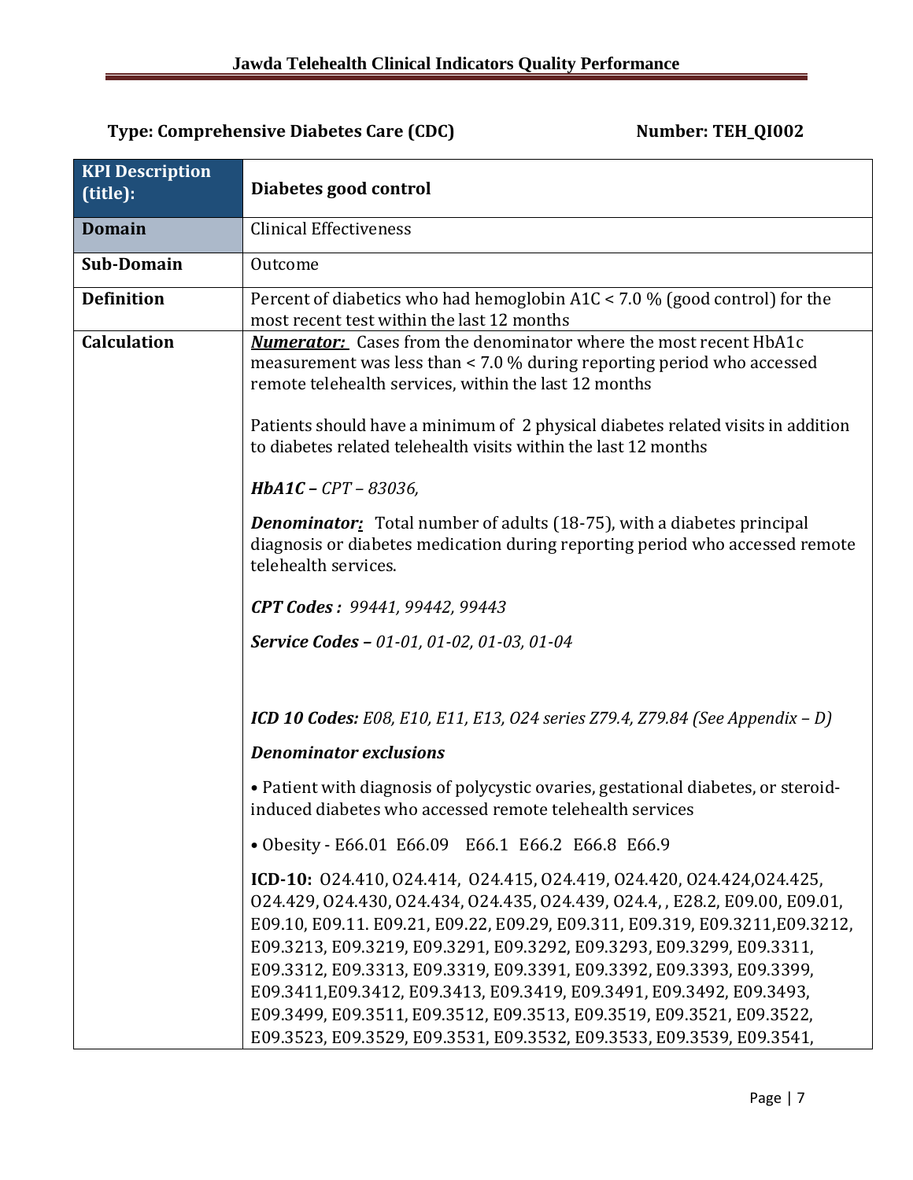**Type: Comprehensive Diabetes Care (CDC)** **Number: TEH_QI002**

| **KPI Description (title):** | **Diabetes good control** |
|---|---|
| **Domain** | Clinical Effectiveness |
| **Sub-Domain** | Outcome |
| **Definition** | Percent of diabetics who had hemoglobin A1C < 7.0 % (good control) for the most recent test within the last 12 months |
| **Calculation** | ***Numerator:*** Cases from the denominator where the most recent HbA1c measurement was less than < 7.0 % during reporting period who accessed remote telehealth services, within the last 12 months<br><br>Patients should have a minimum of 2 physical diabetes related visits in addition to diabetes related telehealth visits within the last 12 months<br><br>***HbA1C –*** *CPT – 83036,*<br><br>***Denominator:*** Total number of adults (18-75), with a diabetes principal diagnosis or diabetes medication during reporting period who accessed remote telehealth services.<br><br>***CPT Codes :*** *99441, 99442, 99443*<br><br>***Service Codes –*** *01-01, 01-02, 01-03, 01-04*<br><br>***ICD 10 Codes:*** *E08, E10, E11, E13, O24 series Z79.4, Z79.84 (See Appendix – D)*<br><br>***Denominator exclusions***<br><br>• Patient with diagnosis of polycystic ovaries, gestational diabetes, or steroid-induced diabetes who accessed remote telehealth services<br><br>• Obesity - E66.01 E66.09 E66.1 E66.2 E66.8 E66.9<br><br>**ICD-10:** O24.410, O24.414, O24.415, O24.419, O24.420, O24.424,O24.425, O24.429, O24.430, O24.434, O24.435, O24.439, O24.4, , E28.2, E09.00, E09.01, E09.10, E09.11. E09.21, E09.22, E09.29, E09.311, E09.319, E09.3211,E09.3212, E09.3213, E09.3219, E09.3291, E09.3292, E09.3293, E09.3299, E09.3311, E09.3312, E09.3313, E09.3319, E09.3391, E09.3392, E09.3393, E09.3399, E09.3411,E09.3412, E09.3413, E09.3419, E09.3491, E09.3492, E09.3493, E09.3499, E09.3511, E09.3512, E09.3513, E09.3519, E09.3521, E09.3522, E09.3523, E09.3529, E09.3531, E09.3532, E09.3533, E09.3539, E09.3541, |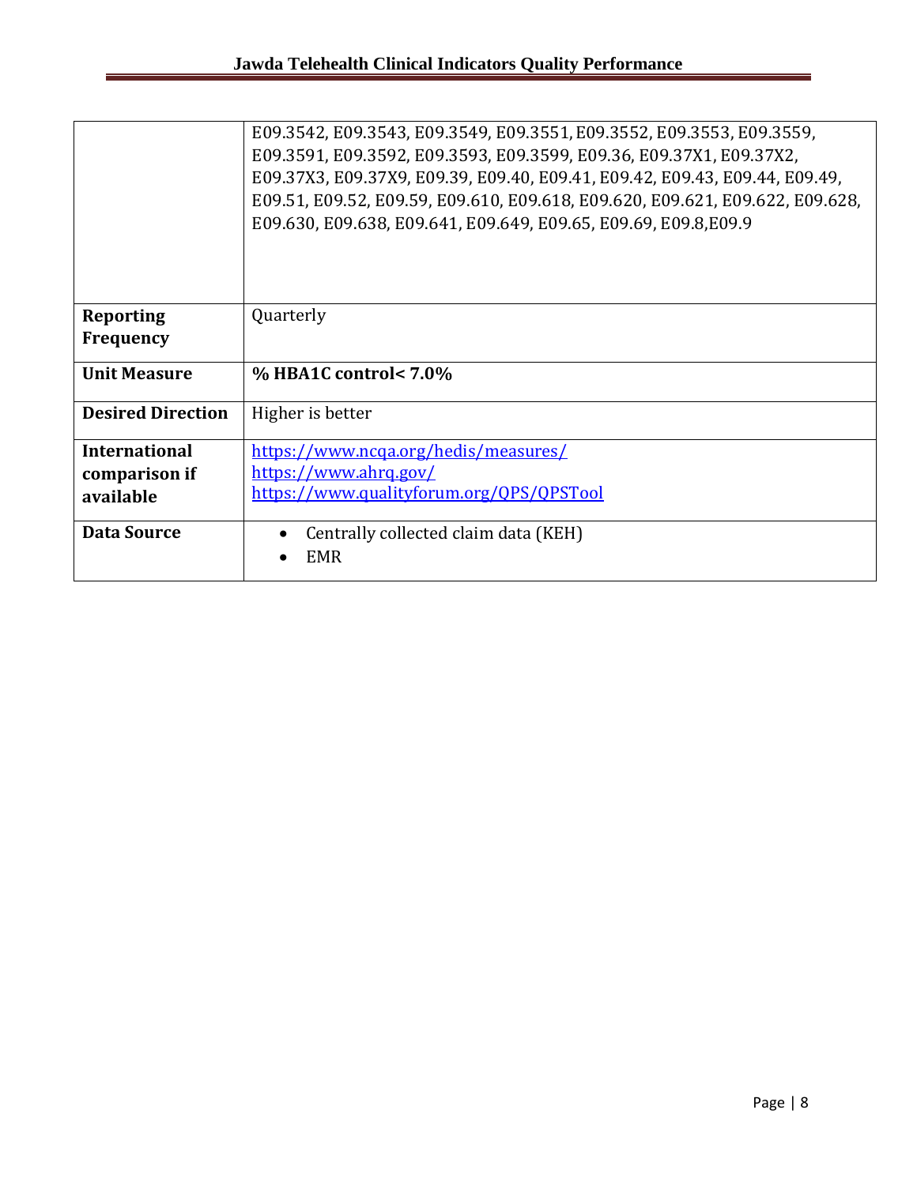| | |
|---|---|
| | E09.3542, E09.3543, E09.3549, E09.3551, E09.3552, E09.3553, E09.3559, E09.3591, E09.3592, E09.3593, E09.3599, E09.36, E09.37X1, E09.37X2, E09.37X3, E09.37X9, E09.39, E09.40, E09.41, E09.42, E09.43, E09.44, E09.49, E09.51, E09.52, E09.59, E09.610, E09.618, E09.620, E09.621, E09.622, E09.628, E09.630, E09.638, E09.641, E09.649, E09.65, E09.69, E09.8,E09.9 |
| **Reporting Frequency** | Quarterly |
| **Unit Measure** | **% HBA1C control< 7.0%** |
| **Desired Direction** | Higher is better |
| **International comparison if available** | https://www.ncqa.org/hedis/measures/<br>https://www.ahrq.gov/<br>https://www.qualityforum.org/QPS/QPSTool |
| **Data Source** | • Centrally collected claim data (KEH)<br>• EMR |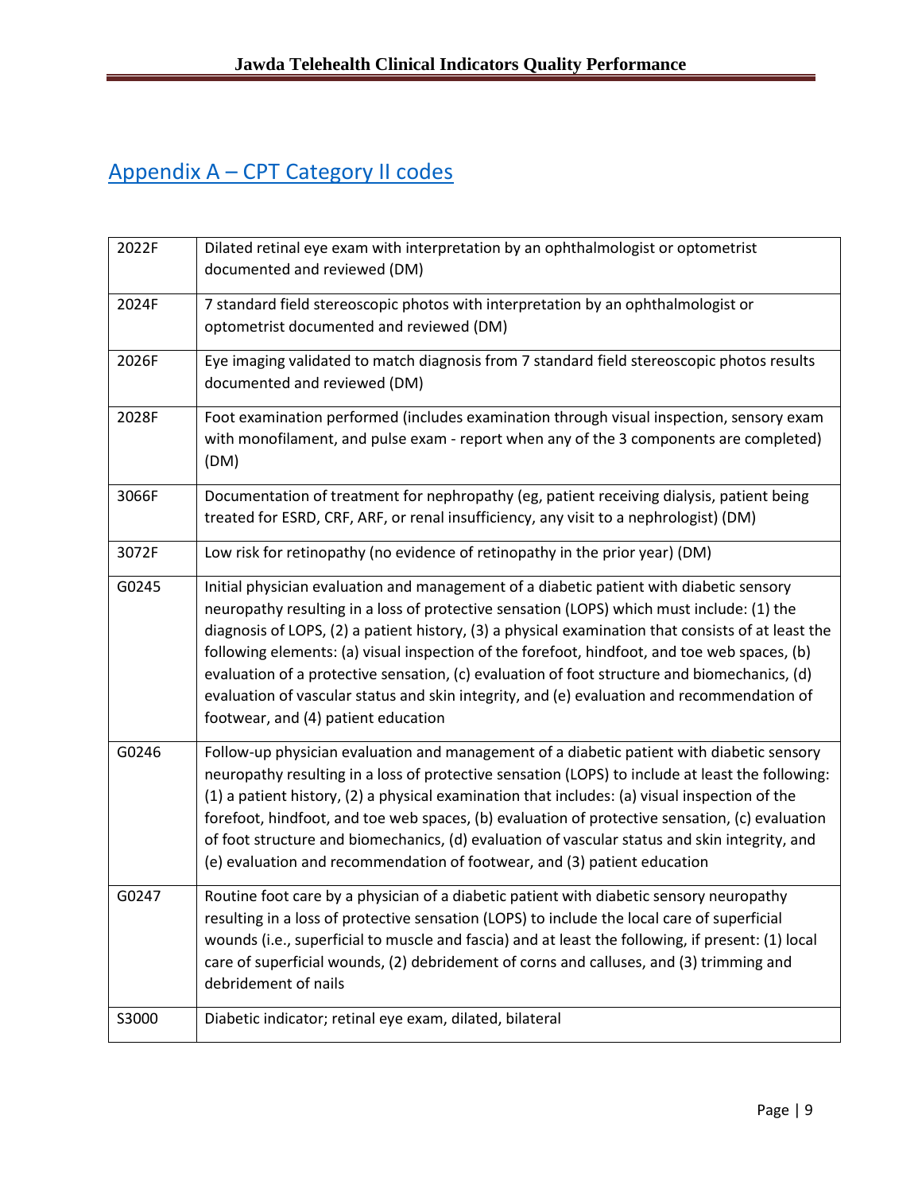## Appendix A – CPT Category II codes

| | |
|---|---|
| 2022F | Dilated retinal eye exam with interpretation by an ophthalmologist or optometrist documented and reviewed (DM) |
| 2024F | 7 standard field stereoscopic photos with interpretation by an ophthalmologist or optometrist documented and reviewed (DM) |
| 2026F | Eye imaging validated to match diagnosis from 7 standard field stereoscopic photos results documented and reviewed (DM) |
| 2028F | Foot examination performed (includes examination through visual inspection, sensory exam with monofilament, and pulse exam - report when any of the 3 components are completed) (DM) |
| 3066F | Documentation of treatment for nephropathy (eg, patient receiving dialysis, patient being treated for ESRD, CRF, ARF, or renal insufficiency, any visit to a nephrologist) (DM) |
| 3072F | Low risk for retinopathy (no evidence of retinopathy in the prior year) (DM) |
| G0245 | Initial physician evaluation and management of a diabetic patient with diabetic sensory neuropathy resulting in a loss of protective sensation (LOPS) which must include: (1) the diagnosis of LOPS, (2) a patient history, (3) a physical examination that consists of at least the following elements: (a) visual inspection of the forefoot, hindfoot, and toe web spaces, (b) evaluation of a protective sensation, (c) evaluation of foot structure and biomechanics, (d) evaluation of vascular status and skin integrity, and (e) evaluation and recommendation of footwear, and (4) patient education |
| G0246 | Follow-up physician evaluation and management of a diabetic patient with diabetic sensory neuropathy resulting in a loss of protective sensation (LOPS) to include at least the following: (1) a patient history, (2) a physical examination that includes: (a) visual inspection of the forefoot, hindfoot, and toe web spaces, (b) evaluation of protective sensation, (c) evaluation of foot structure and biomechanics, (d) evaluation of vascular status and skin integrity, and (e) evaluation and recommendation of footwear, and (3) patient education |
| G0247 | Routine foot care by a physician of a diabetic patient with diabetic sensory neuropathy resulting in a loss of protective sensation (LOPS) to include the local care of superficial wounds (i.e., superficial to muscle and fascia) and at least the following, if present: (1) local care of superficial wounds, (2) debridement of corns and calluses, and (3) trimming and debridement of nails |
| S3000 | Diabetic indicator; retinal eye exam, dilated, bilateral |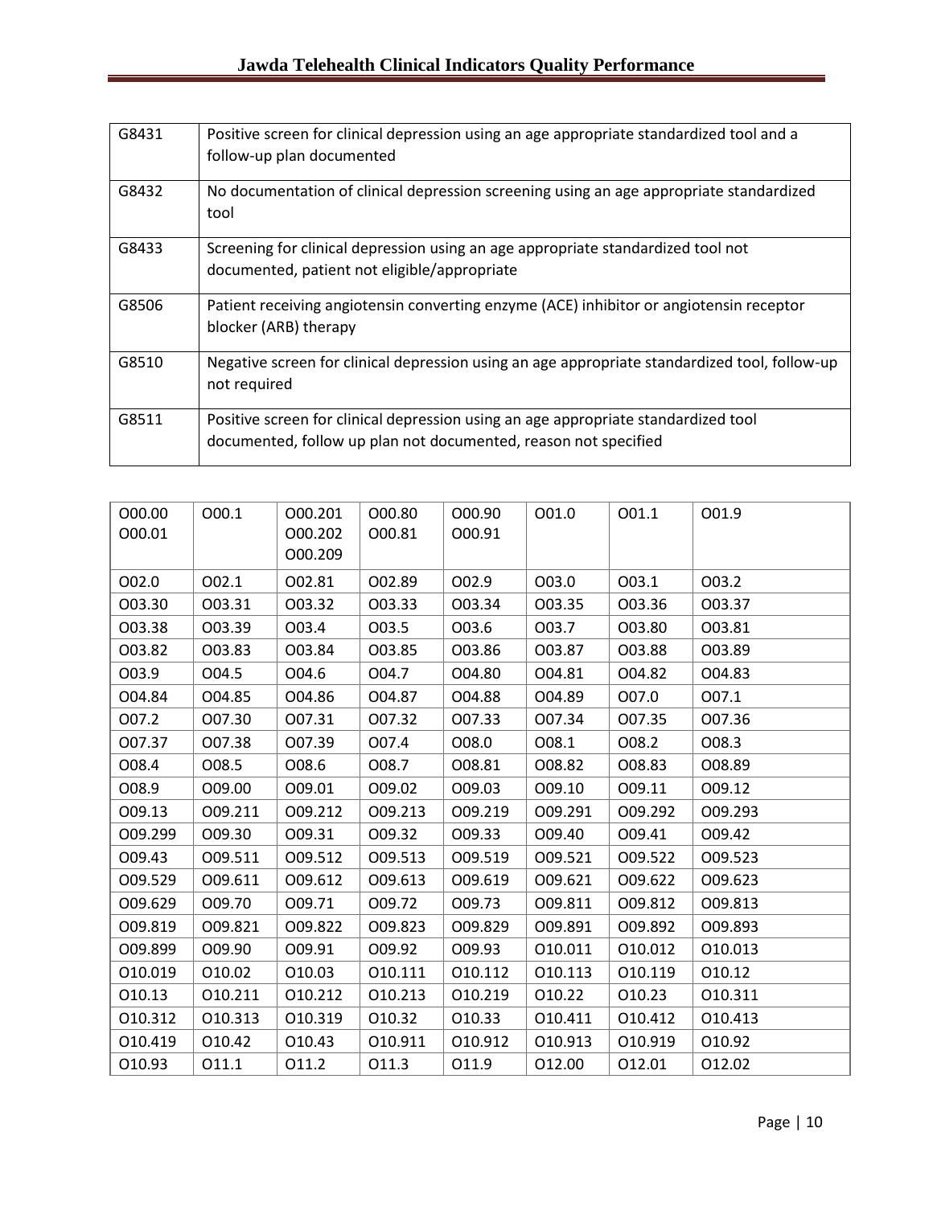| G8431 | Positive screen for clinical depression using an age appropriate standardized tool and a follow-up plan documented |
|---|---|
| G8432 | No documentation of clinical depression screening using an age appropriate standardized tool |
| G8433 | Screening for clinical depression using an age appropriate standardized tool not documented, patient not eligible/appropriate |
| G8506 | Patient receiving angiotensin converting enzyme (ACE) inhibitor or angiotensin receptor blocker (ARB) therapy |
| G8510 | Negative screen for clinical depression using an age appropriate standardized tool, follow-up not required |
| G8511 | Positive screen for clinical depression using an age appropriate standardized tool documented, follow up plan not documented, reason not specified |

| O00.00 O00.01 | O00.1 | O00.201 O00.202 O00.209 | O00.80 O00.81 | O00.90 O00.91 | O01.0 | O01.1 | O01.9 |
|---|---|---|---|---|---|---|---|
| O02.0 | O02.1 | O02.81 | O02.89 | O02.9 | O03.0 | O03.1 | O03.2 |
| O03.30 | O03.31 | O03.32 | O03.33 | O03.34 | O03.35 | O03.36 | O03.37 |
| O03.38 | O03.39 | O03.4 | O03.5 | O03.6 | O03.7 | O03.80 | O03.81 |
| O03.82 | O03.83 | O03.84 | O03.85 | O03.86 | O03.87 | O03.88 | O03.89 |
| O03.9 | O04.5 | O04.6 | O04.7 | O04.80 | O04.81 | O04.82 | O04.83 |
| O04.84 | O04.85 | O04.86 | O04.87 | O04.88 | O04.89 | O07.0 | O07.1 |
| O07.2 | O07.30 | O07.31 | O07.32 | O07.33 | O07.34 | O07.35 | O07.36 |
| O07.37 | O07.38 | O07.39 | O07.4 | O08.0 | O08.1 | O08.2 | O08.3 |
| O08.4 | O08.5 | O08.6 | O08.7 | O08.81 | O08.82 | O08.83 | O08.89 |
| O08.9 | O09.00 | O09.01 | O09.02 | O09.03 | O09.10 | O09.11 | O09.12 |
| O09.13 | O09.211 | O09.212 | O09.213 | O09.219 | O09.291 | O09.292 | O09.293 |
| O09.299 | O09.30 | O09.31 | O09.32 | O09.33 | O09.40 | O09.41 | O09.42 |
| O09.43 | O09.511 | O09.512 | O09.513 | O09.519 | O09.521 | O09.522 | O09.523 |
| O09.529 | O09.611 | O09.612 | O09.613 | O09.619 | O09.621 | O09.622 | O09.623 |
| O09.629 | O09.70 | O09.71 | O09.72 | O09.73 | O09.811 | O09.812 | O09.813 |
| O09.819 | O09.821 | O09.822 | O09.823 | O09.829 | O09.891 | O09.892 | O09.893 |
| O09.899 | O09.90 | O09.91 | O09.92 | O09.93 | O10.011 | O10.012 | O10.013 |
| O10.019 | O10.02 | O10.03 | O10.111 | O10.112 | O10.113 | O10.119 | O10.12 |
| O10.13 | O10.211 | O10.212 | O10.213 | O10.219 | O10.22 | O10.23 | O10.311 |
| O10.312 | O10.313 | O10.319 | O10.32 | O10.33 | O10.411 | O10.412 | O10.413 |
| O10.419 | O10.42 | O10.43 | O10.911 | O10.912 | O10.913 | O10.919 | O10.92 |
| O10.93 | O11.1 | O11.2 | O11.3 | O11.9 | O12.00 | O12.01 | O12.02 |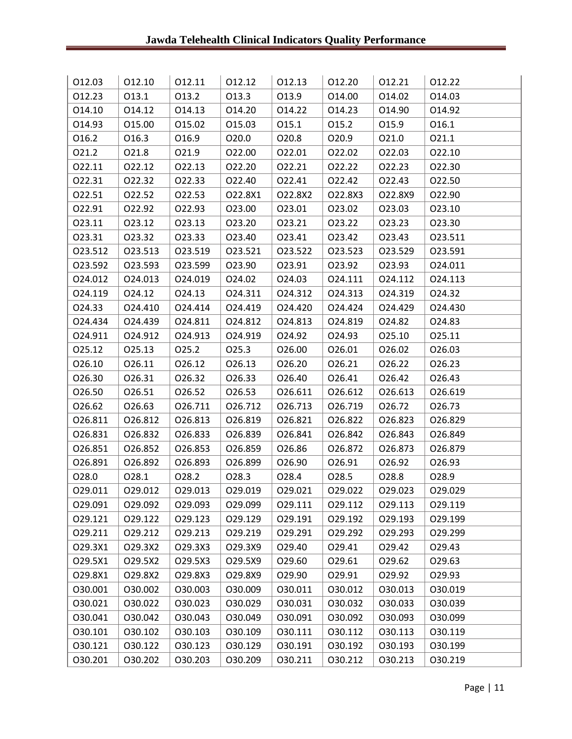| O12.03 | O12.10 | O12.11 | O12.12 | O12.13 | O12.20 | O12.21 | O12.22 |
|---|---|---|---|---|---|---|---|
| O12.23 | O13.1 | O13.2 | O13.3 | O13.9 | O14.00 | O14.02 | O14.03 |
| O14.10 | O14.12 | O14.13 | O14.20 | O14.22 | O14.23 | O14.90 | O14.92 |
| O14.93 | O15.00 | O15.02 | O15.03 | O15.1 | O15.2 | O15.9 | O16.1 |
| O16.2 | O16.3 | O16.9 | O20.0 | O20.8 | O20.9 | O21.0 | O21.1 |
| O21.2 | O21.8 | O21.9 | O22.00 | O22.01 | O22.02 | O22.03 | O22.10 |
| O22.11 | O22.12 | O22.13 | O22.20 | O22.21 | O22.22 | O22.23 | O22.30 |
| O22.31 | O22.32 | O22.33 | O22.40 | O22.41 | O22.42 | O22.43 | O22.50 |
| O22.51 | O22.52 | O22.53 | O22.8X1 | O22.8X2 | O22.8X3 | O22.8X9 | O22.90 |
| O22.91 | O22.92 | O22.93 | O23.00 | O23.01 | O23.02 | O23.03 | O23.10 |
| O23.11 | O23.12 | O23.13 | O23.20 | O23.21 | O23.22 | O23.23 | O23.30 |
| O23.31 | O23.32 | O23.33 | O23.40 | O23.41 | O23.42 | O23.43 | O23.511 |
| O23.512 | O23.513 | O23.519 | O23.521 | O23.522 | O23.523 | O23.529 | O23.591 |
| O23.592 | O23.593 | O23.599 | O23.90 | O23.91 | O23.92 | O23.93 | O24.011 |
| O24.012 | O24.013 | O24.019 | O24.02 | O24.03 | O24.111 | O24.112 | O24.113 |
| O24.119 | O24.12 | O24.13 | O24.311 | O24.312 | O24.313 | O24.319 | O24.32 |
| O24.33 | O24.410 | O24.414 | O24.419 | O24.420 | O24.424 | O24.429 | O24.430 |
| O24.434 | O24.439 | O24.811 | O24.812 | O24.813 | O24.819 | O24.82 | O24.83 |
| O24.911 | O24.912 | O24.913 | O24.919 | O24.92 | O24.93 | O25.10 | O25.11 |
| O25.12 | O25.13 | O25.2 | O25.3 | O26.00 | O26.01 | O26.02 | O26.03 |
| O26.10 | O26.11 | O26.12 | O26.13 | O26.20 | O26.21 | O26.22 | O26.23 |
| O26.30 | O26.31 | O26.32 | O26.33 | O26.40 | O26.41 | O26.42 | O26.43 |
| O26.50 | O26.51 | O26.52 | O26.53 | O26.611 | O26.612 | O26.613 | O26.619 |
| O26.62 | O26.63 | O26.711 | O26.712 | O26.713 | O26.719 | O26.72 | O26.73 |
| O26.811 | O26.812 | O26.813 | O26.819 | O26.821 | O26.822 | O26.823 | O26.829 |
| O26.831 | O26.832 | O26.833 | O26.839 | O26.841 | O26.842 | O26.843 | O26.849 |
| O26.851 | O26.852 | O26.853 | O26.859 | O26.86 | O26.872 | O26.873 | O26.879 |
| O26.891 | O26.892 | O26.893 | O26.899 | O26.90 | O26.91 | O26.92 | O26.93 |
| O28.0 | O28.1 | O28.2 | O28.3 | O28.4 | O28.5 | O28.8 | O28.9 |
| O29.011 | O29.012 | O29.013 | O29.019 | O29.021 | O29.022 | O29.023 | O29.029 |
| O29.091 | O29.092 | O29.093 | O29.099 | O29.111 | O29.112 | O29.113 | O29.119 |
| O29.121 | O29.122 | O29.123 | O29.129 | O29.191 | O29.192 | O29.193 | O29.199 |
| O29.211 | O29.212 | O29.213 | O29.219 | O29.291 | O29.292 | O29.293 | O29.299 |
| O29.3X1 | O29.3X2 | O29.3X3 | O29.3X9 | O29.40 | O29.41 | O29.42 | O29.43 |
| O29.5X1 | O29.5X2 | O29.5X3 | O29.5X9 | O29.60 | O29.61 | O29.62 | O29.63 |
| O29.8X1 | O29.8X2 | O29.8X3 | O29.8X9 | O29.90 | O29.91 | O29.92 | O29.93 |
| O30.001 | O30.002 | O30.003 | O30.009 | O30.011 | O30.012 | O30.013 | O30.019 |
| O30.021 | O30.022 | O30.023 | O30.029 | O30.031 | O30.032 | O30.033 | O30.039 |
| O30.041 | O30.042 | O30.043 | O30.049 | O30.091 | O30.092 | O30.093 | O30.099 |
| O30.101 | O30.102 | O30.103 | O30.109 | O30.111 | O30.112 | O30.113 | O30.119 |
| O30.121 | O30.122 | O30.123 | O30.129 | O30.191 | O30.192 | O30.193 | O30.199 |
| O30.201 | O30.202 | O30.203 | O30.209 | O30.211 | O30.212 | O30.213 | O30.219 |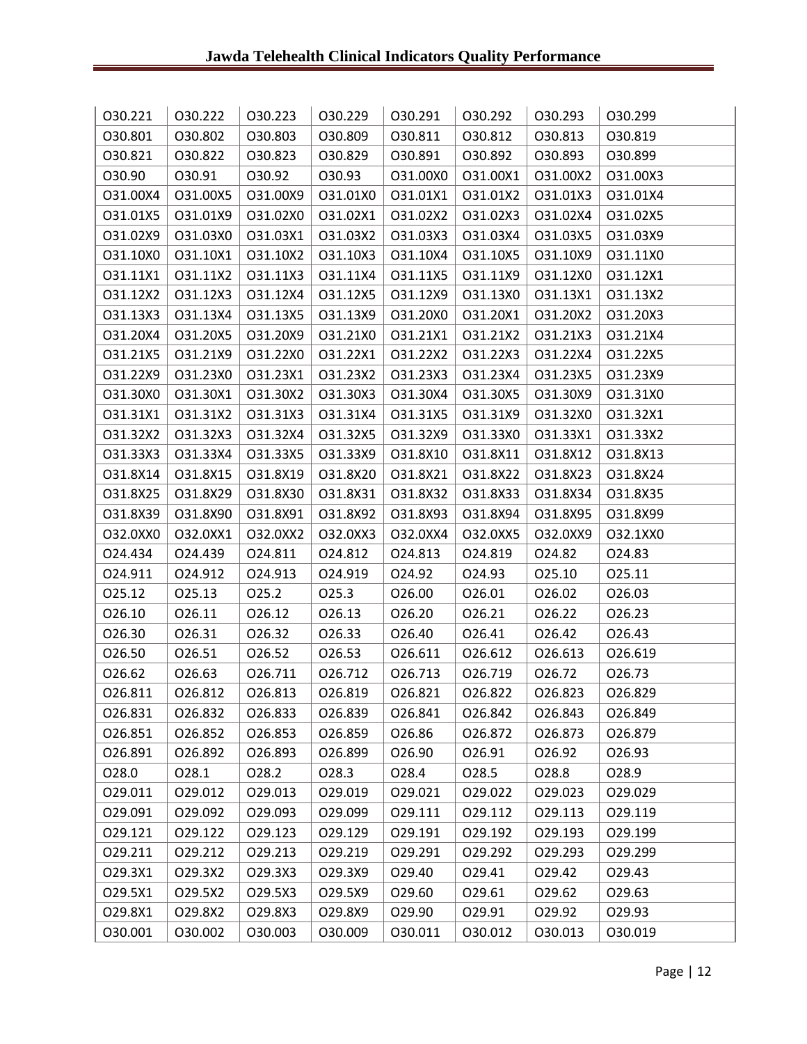| O30.221 | O30.222 | O30.223 | O30.229 | O30.291 | O30.292 | O30.293 | O30.299 |
|---|---|---|---|---|---|---|---|
| O30.801 | O30.802 | O30.803 | O30.809 | O30.811 | O30.812 | O30.813 | O30.819 |
| O30.821 | O30.822 | O30.823 | O30.829 | O30.891 | O30.892 | O30.893 | O30.899 |
| O30.90 | O30.91 | O30.92 | O30.93 | O31.00X0 | O31.00X1 | O31.00X2 | O31.00X3 |
| O31.00X4 | O31.00X5 | O31.00X9 | O31.01X0 | O31.01X1 | O31.01X2 | O31.01X3 | O31.01X4 |
| O31.01X5 | O31.01X9 | O31.02X0 | O31.02X1 | O31.02X2 | O31.02X3 | O31.02X4 | O31.02X5 |
| O31.02X9 | O31.03X0 | O31.03X1 | O31.03X2 | O31.03X3 | O31.03X4 | O31.03X5 | O31.03X9 |
| O31.10X0 | O31.10X1 | O31.10X2 | O31.10X3 | O31.10X4 | O31.10X5 | O31.10X9 | O31.11X0 |
| O31.11X1 | O31.11X2 | O31.11X3 | O31.11X4 | O31.11X5 | O31.11X9 | O31.12X0 | O31.12X1 |
| O31.12X2 | O31.12X3 | O31.12X4 | O31.12X5 | O31.12X9 | O31.13X0 | O31.13X1 | O31.13X2 |
| O31.13X3 | O31.13X4 | O31.13X5 | O31.13X9 | O31.20X0 | O31.20X1 | O31.20X2 | O31.20X3 |
| O31.20X4 | O31.20X5 | O31.20X9 | O31.21X0 | O31.21X1 | O31.21X2 | O31.21X3 | O31.21X4 |
| O31.21X5 | O31.21X9 | O31.22X0 | O31.22X1 | O31.22X2 | O31.22X3 | O31.22X4 | O31.22X5 |
| O31.22X9 | O31.23X0 | O31.23X1 | O31.23X2 | O31.23X3 | O31.23X4 | O31.23X5 | O31.23X9 |
| O31.30X0 | O31.30X1 | O31.30X2 | O31.30X3 | O31.30X4 | O31.30X5 | O31.30X9 | O31.31X0 |
| O31.31X1 | O31.31X2 | O31.31X3 | O31.31X4 | O31.31X5 | O31.31X9 | O31.32X0 | O31.32X1 |
| O31.32X2 | O31.32X3 | O31.32X4 | O31.32X5 | O31.32X9 | O31.33X0 | O31.33X1 | O31.33X2 |
| O31.33X3 | O31.33X4 | O31.33X5 | O31.33X9 | O31.8X10 | O31.8X11 | O31.8X12 | O31.8X13 |
| O31.8X14 | O31.8X15 | O31.8X19 | O31.8X20 | O31.8X21 | O31.8X22 | O31.8X23 | O31.8X24 |
| O31.8X25 | O31.8X29 | O31.8X30 | O31.8X31 | O31.8X32 | O31.8X33 | O31.8X34 | O31.8X35 |
| O31.8X39 | O31.8X90 | O31.8X91 | O31.8X92 | O31.8X93 | O31.8X94 | O31.8X95 | O31.8X99 |
| O32.0XX0 | O32.0XX1 | O32.0XX2 | O32.0XX3 | O32.0XX4 | O32.0XX5 | O32.0XX9 | O32.1XX0 |
| O24.434 | O24.439 | O24.811 | O24.812 | O24.813 | O24.819 | O24.82 | O24.83 |
| O24.911 | O24.912 | O24.913 | O24.919 | O24.92 | O24.93 | O25.10 | O25.11 |
| O25.12 | O25.13 | O25.2 | O25.3 | O26.00 | O26.01 | O26.02 | O26.03 |
| O26.10 | O26.11 | O26.12 | O26.13 | O26.20 | O26.21 | O26.22 | O26.23 |
| O26.30 | O26.31 | O26.32 | O26.33 | O26.40 | O26.41 | O26.42 | O26.43 |
| O26.50 | O26.51 | O26.52 | O26.53 | O26.611 | O26.612 | O26.613 | O26.619 |
| O26.62 | O26.63 | O26.711 | O26.712 | O26.713 | O26.719 | O26.72 | O26.73 |
| O26.811 | O26.812 | O26.813 | O26.819 | O26.821 | O26.822 | O26.823 | O26.829 |
| O26.831 | O26.832 | O26.833 | O26.839 | O26.841 | O26.842 | O26.843 | O26.849 |
| O26.851 | O26.852 | O26.853 | O26.859 | O26.86 | O26.872 | O26.873 | O26.879 |
| O26.891 | O26.892 | O26.893 | O26.899 | O26.90 | O26.91 | O26.92 | O26.93 |
| O28.0 | O28.1 | O28.2 | O28.3 | O28.4 | O28.5 | O28.8 | O28.9 |
| O29.011 | O29.012 | O29.013 | O29.019 | O29.021 | O29.022 | O29.023 | O29.029 |
| O29.091 | O29.092 | O29.093 | O29.099 | O29.111 | O29.112 | O29.113 | O29.119 |
| O29.121 | O29.122 | O29.123 | O29.129 | O29.191 | O29.192 | O29.193 | O29.199 |
| O29.211 | O29.212 | O29.213 | O29.219 | O29.291 | O29.292 | O29.293 | O29.299 |
| O29.3X1 | O29.3X2 | O29.3X3 | O29.3X9 | O29.40 | O29.41 | O29.42 | O29.43 |
| O29.5X1 | O29.5X2 | O29.5X3 | O29.5X9 | O29.60 | O29.61 | O29.62 | O29.63 |
| O29.8X1 | O29.8X2 | O29.8X3 | O29.8X9 | O29.90 | O29.91 | O29.92 | O29.93 |
| O30.001 | O30.002 | O30.003 | O30.009 | O30.011 | O30.012 | O30.013 | O30.019 |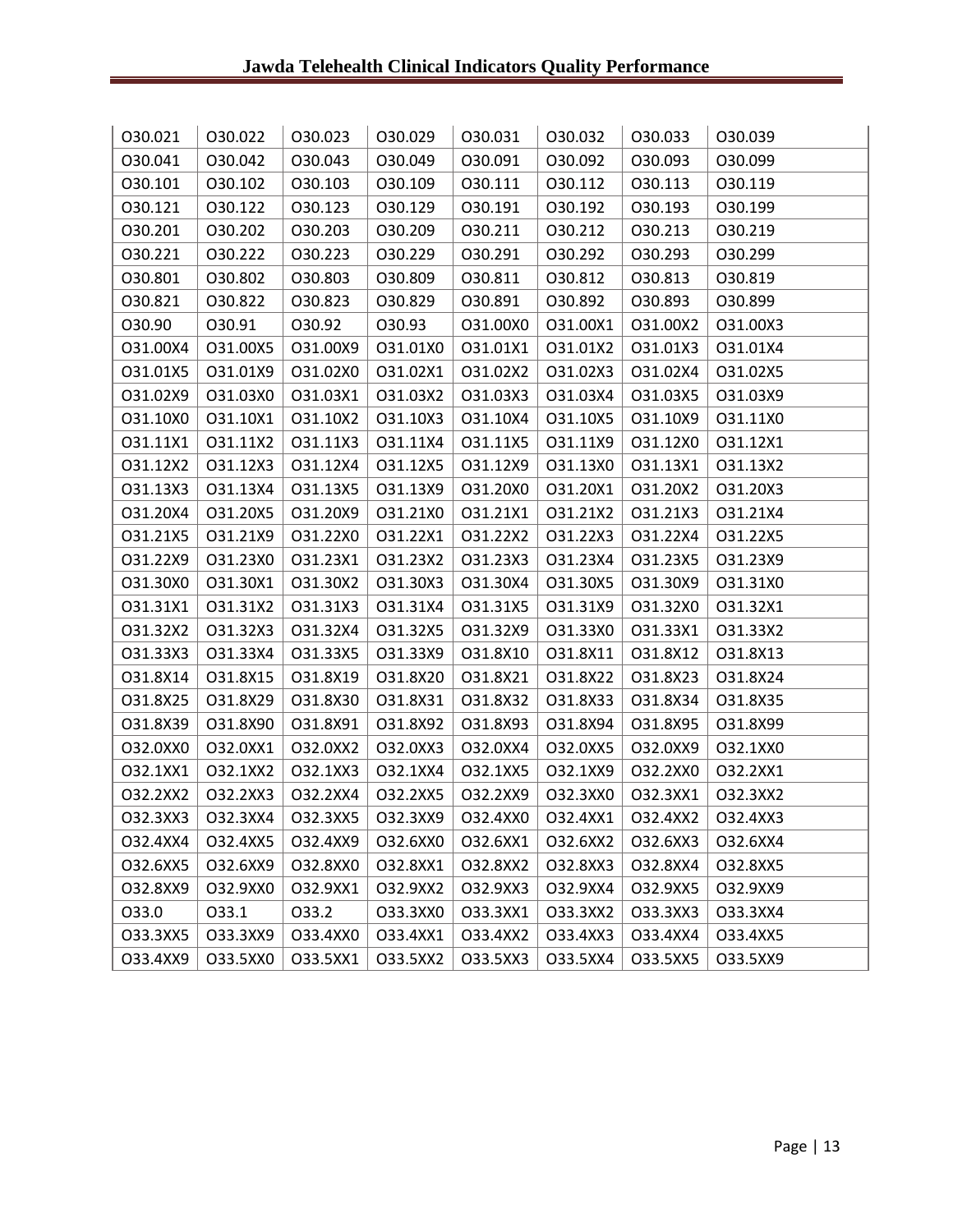| O30.021 | O30.022 | O30.023 | O30.029 | O30.031 | O30.032 | O30.033 | O30.039 |
|---|---|---|---|---|---|---|---|
| O30.041 | O30.042 | O30.043 | O30.049 | O30.091 | O30.092 | O30.093 | O30.099 |
| O30.101 | O30.102 | O30.103 | O30.109 | O30.111 | O30.112 | O30.113 | O30.119 |
| O30.121 | O30.122 | O30.123 | O30.129 | O30.191 | O30.192 | O30.193 | O30.199 |
| O30.201 | O30.202 | O30.203 | O30.209 | O30.211 | O30.212 | O30.213 | O30.219 |
| O30.221 | O30.222 | O30.223 | O30.229 | O30.291 | O30.292 | O30.293 | O30.299 |
| O30.801 | O30.802 | O30.803 | O30.809 | O30.811 | O30.812 | O30.813 | O30.819 |
| O30.821 | O30.822 | O30.823 | O30.829 | O30.891 | O30.892 | O30.893 | O30.899 |
| O30.90 | O30.91 | O30.92 | O30.93 | O31.00X0 | O31.00X1 | O31.00X2 | O31.00X3 |
| O31.00X4 | O31.00X5 | O31.00X9 | O31.01X0 | O31.01X1 | O31.01X2 | O31.01X3 | O31.01X4 |
| O31.01X5 | O31.01X9 | O31.02X0 | O31.02X1 | O31.02X2 | O31.02X3 | O31.02X4 | O31.02X5 |
| O31.02X9 | O31.03X0 | O31.03X1 | O31.03X2 | O31.03X3 | O31.03X4 | O31.03X5 | O31.03X9 |
| O31.10X0 | O31.10X1 | O31.10X2 | O31.10X3 | O31.10X4 | O31.10X5 | O31.10X9 | O31.11X0 |
| O31.11X1 | O31.11X2 | O31.11X3 | O31.11X4 | O31.11X5 | O31.11X9 | O31.12X0 | O31.12X1 |
| O31.12X2 | O31.12X3 | O31.12X4 | O31.12X5 | O31.12X9 | O31.13X0 | O31.13X1 | O31.13X2 |
| O31.13X3 | O31.13X4 | O31.13X5 | O31.13X9 | O31.20X0 | O31.20X1 | O31.20X2 | O31.20X3 |
| O31.20X4 | O31.20X5 | O31.20X9 | O31.21X0 | O31.21X1 | O31.21X2 | O31.21X3 | O31.21X4 |
| O31.21X5 | O31.21X9 | O31.22X0 | O31.22X1 | O31.22X2 | O31.22X3 | O31.22X4 | O31.22X5 |
| O31.22X9 | O31.23X0 | O31.23X1 | O31.23X2 | O31.23X3 | O31.23X4 | O31.23X5 | O31.23X9 |
| O31.30X0 | O31.30X1 | O31.30X2 | O31.30X3 | O31.30X4 | O31.30X5 | O31.30X9 | O31.31X0 |
| O31.31X1 | O31.31X2 | O31.31X3 | O31.31X4 | O31.31X5 | O31.31X9 | O31.32X0 | O31.32X1 |
| O31.32X2 | O31.32X3 | O31.32X4 | O31.32X5 | O31.32X9 | O31.33X0 | O31.33X1 | O31.33X2 |
| O31.33X3 | O31.33X4 | O31.33X5 | O31.33X9 | O31.8X10 | O31.8X11 | O31.8X12 | O31.8X13 |
| O31.8X14 | O31.8X15 | O31.8X19 | O31.8X20 | O31.8X21 | O31.8X22 | O31.8X23 | O31.8X24 |
| O31.8X25 | O31.8X29 | O31.8X30 | O31.8X31 | O31.8X32 | O31.8X33 | O31.8X34 | O31.8X35 |
| O31.8X39 | O31.8X90 | O31.8X91 | O31.8X92 | O31.8X93 | O31.8X94 | O31.8X95 | O31.8X99 |
| O32.0XX0 | O32.0XX1 | O32.0XX2 | O32.0XX3 | O32.0XX4 | O32.0XX5 | O32.0XX9 | O32.1XX0 |
| O32.1XX1 | O32.1XX2 | O32.1XX3 | O32.1XX4 | O32.1XX5 | O32.1XX9 | O32.2XX0 | O32.2XX1 |
| O32.2XX2 | O32.2XX3 | O32.2XX4 | O32.2XX5 | O32.2XX9 | O32.3XX0 | O32.3XX1 | O32.3XX2 |
| O32.3XX3 | O32.3XX4 | O32.3XX5 | O32.3XX9 | O32.4XX0 | O32.4XX1 | O32.4XX2 | O32.4XX3 |
| O32.4XX4 | O32.4XX5 | O32.4XX9 | O32.6XX0 | O32.6XX1 | O32.6XX2 | O32.6XX3 | O32.6XX4 |
| O32.6XX5 | O32.6XX9 | O32.8XX0 | O32.8XX1 | O32.8XX2 | O32.8XX3 | O32.8XX4 | O32.8XX5 |
| O32.8XX9 | O32.9XX0 | O32.9XX1 | O32.9XX2 | O32.9XX3 | O32.9XX4 | O32.9XX5 | O32.9XX9 |
| O33.0 | O33.1 | O33.2 | O33.3XX0 | O33.3XX1 | O33.3XX2 | O33.3XX3 | O33.3XX4 |
| O33.3XX5 | O33.3XX9 | O33.4XX0 | O33.4XX1 | O33.4XX2 | O33.4XX3 | O33.4XX4 | O33.4XX5 |
| O33.4XX9 | O33.5XX0 | O33.5XX1 | O33.5XX2 | O33.5XX3 | O33.5XX4 | O33.5XX5 | O33.5XX9 |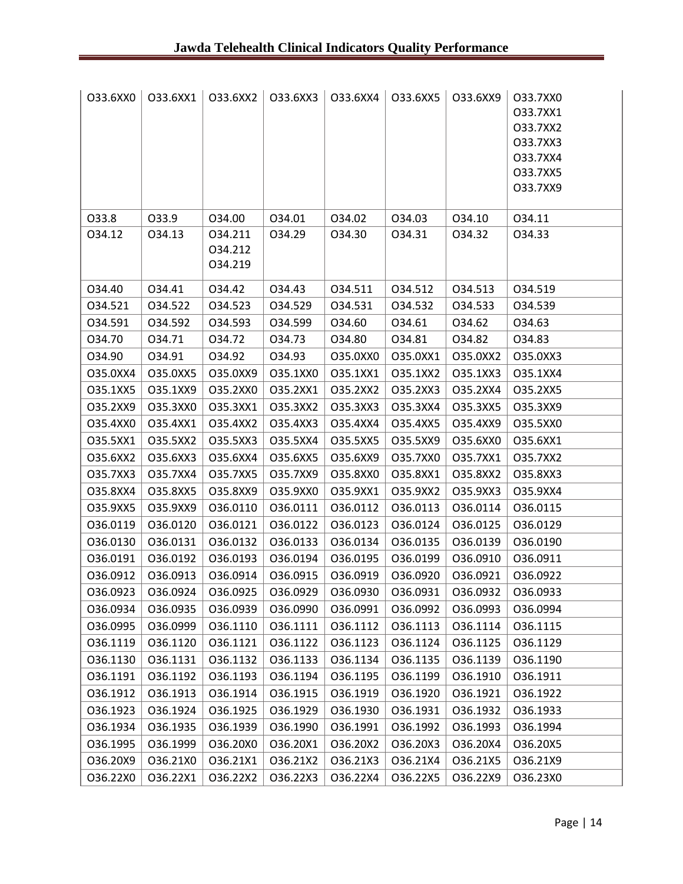| O33.6XX0 | O33.6XX1 | O33.6XX2 | O33.6XX3 | O33.6XX4 | O33.6XX5 | O33.6XX9 | O33.7XX0<br>O33.7XX1<br>O33.7XX2<br>O33.7XX3<br>O33.7XX4<br>O33.7XX5<br>O33.7XX9 |
|---|---|---|---|---|---|---|---|
| O33.8 | O33.9 | O34.00 | O34.01 | O34.02 | O34.03 | O34.10 | O34.11 |
| O34.12 | O34.13 | O34.211<br>O34.212<br>O34.219 | O34.29 | O34.30 | O34.31 | O34.32 | O34.33 |
| O34.40 | O34.41 | O34.42 | O34.43 | O34.511 | O34.512 | O34.513 | O34.519 |
| O34.521 | O34.522 | O34.523 | O34.529 | O34.531 | O34.532 | O34.533 | O34.539 |
| O34.591 | O34.592 | O34.593 | O34.599 | O34.60 | O34.61 | O34.62 | O34.63 |
| O34.70 | O34.71 | O34.72 | O34.73 | O34.80 | O34.81 | O34.82 | O34.83 |
| O34.90 | O34.91 | O34.92 | O34.93 | O35.0XX0 | O35.0XX1 | O35.0XX2 | O35.0XX3 |
| O35.0XX4 | O35.0XX5 | O35.0XX9 | O35.1XX0 | O35.1XX1 | O35.1XX2 | O35.1XX3 | O35.1XX4 |
| O35.1XX5 | O35.1XX9 | O35.2XX0 | O35.2XX1 | O35.2XX2 | O35.2XX3 | O35.2XX4 | O35.2XX5 |
| O35.2XX9 | O35.3XX0 | O35.3XX1 | O35.3XX2 | O35.3XX3 | O35.3XX4 | O35.3XX5 | O35.3XX9 |
| O35.4XX0 | O35.4XX1 | O35.4XX2 | O35.4XX3 | O35.4XX4 | O35.4XX5 | O35.4XX9 | O35.5XX0 |
| O35.5XX1 | O35.5XX2 | O35.5XX3 | O35.5XX4 | O35.5XX5 | O35.5XX9 | O35.6XX0 | O35.6XX1 |
| O35.6XX2 | O35.6XX3 | O35.6XX4 | O35.6XX5 | O35.6XX9 | O35.7XX0 | O35.7XX1 | O35.7XX2 |
| O35.7XX3 | O35.7XX4 | O35.7XX5 | O35.7XX9 | O35.8XX0 | O35.8XX1 | O35.8XX2 | O35.8XX3 |
| O35.8XX4 | O35.8XX5 | O35.8XX9 | O35.9XX0 | O35.9XX1 | O35.9XX2 | O35.9XX3 | O35.9XX4 |
| O35.9XX5 | O35.9XX9 | O36.0110 | O36.0111 | O36.0112 | O36.0113 | O36.0114 | O36.0115 |
| O36.0119 | O36.0120 | O36.0121 | O36.0122 | O36.0123 | O36.0124 | O36.0125 | O36.0129 |
| O36.0130 | O36.0131 | O36.0132 | O36.0133 | O36.0134 | O36.0135 | O36.0139 | O36.0190 |
| O36.0191 | O36.0192 | O36.0193 | O36.0194 | O36.0195 | O36.0199 | O36.0910 | O36.0911 |
| O36.0912 | O36.0913 | O36.0914 | O36.0915 | O36.0919 | O36.0920 | O36.0921 | O36.0922 |
| O36.0923 | O36.0924 | O36.0925 | O36.0929 | O36.0930 | O36.0931 | O36.0932 | O36.0933 |
| O36.0934 | O36.0935 | O36.0939 | O36.0990 | O36.0991 | O36.0992 | O36.0993 | O36.0994 |
| O36.0995 | O36.0999 | O36.1110 | O36.1111 | O36.1112 | O36.1113 | O36.1114 | O36.1115 |
| O36.1119 | O36.1120 | O36.1121 | O36.1122 | O36.1123 | O36.1124 | O36.1125 | O36.1129 |
| O36.1130 | O36.1131 | O36.1132 | O36.1133 | O36.1134 | O36.1135 | O36.1139 | O36.1190 |
| O36.1191 | O36.1192 | O36.1193 | O36.1194 | O36.1195 | O36.1199 | O36.1910 | O36.1911 |
| O36.1912 | O36.1913 | O36.1914 | O36.1915 | O36.1919 | O36.1920 | O36.1921 | O36.1922 |
| O36.1923 | O36.1924 | O36.1925 | O36.1929 | O36.1930 | O36.1931 | O36.1932 | O36.1933 |
| O36.1934 | O36.1935 | O36.1939 | O36.1990 | O36.1991 | O36.1992 | O36.1993 | O36.1994 |
| O36.1995 | O36.1999 | O36.20X0 | O36.20X1 | O36.20X2 | O36.20X3 | O36.20X4 | O36.20X5 |
| O36.20X9 | O36.21X0 | O36.21X1 | O36.21X2 | O36.21X3 | O36.21X4 | O36.21X5 | O36.21X9 |
| O36.22X0 | O36.22X1 | O36.22X2 | O36.22X3 | O36.22X4 | O36.22X5 | O36.22X9 | O36.23X0 |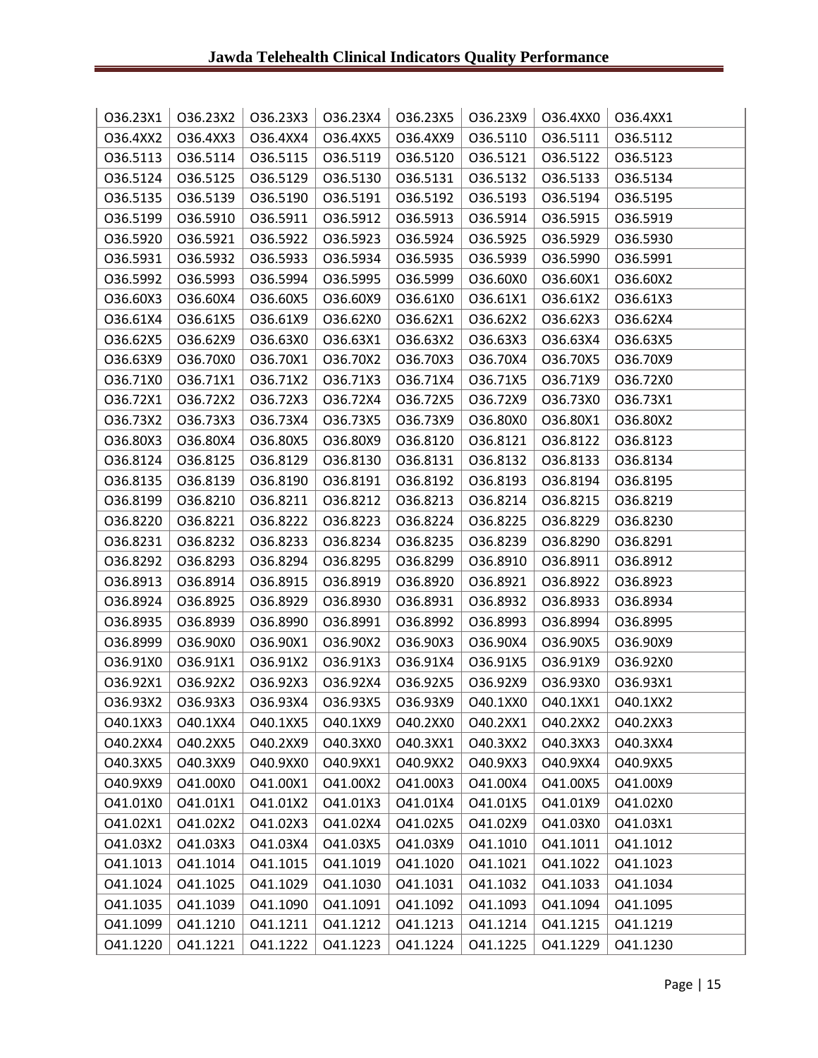| O36.23X1 | O36.23X2 | O36.23X3 | O36.23X4 | O36.23X5 | O36.23X9 | O36.4XX0 | O36.4XX1 |
|---|---|---|---|---|---|---|---|
| O36.4XX2 | O36.4XX3 | O36.4XX4 | O36.4XX5 | O36.4XX9 | O36.5110 | O36.5111 | O36.5112 |
| O36.5113 | O36.5114 | O36.5115 | O36.5119 | O36.5120 | O36.5121 | O36.5122 | O36.5123 |
| O36.5124 | O36.5125 | O36.5129 | O36.5130 | O36.5131 | O36.5132 | O36.5133 | O36.5134 |
| O36.5135 | O36.5139 | O36.5190 | O36.5191 | O36.5192 | O36.5193 | O36.5194 | O36.5195 |
| O36.5199 | O36.5910 | O36.5911 | O36.5912 | O36.5913 | O36.5914 | O36.5915 | O36.5919 |
| O36.5920 | O36.5921 | O36.5922 | O36.5923 | O36.5924 | O36.5925 | O36.5929 | O36.5930 |
| O36.5931 | O36.5932 | O36.5933 | O36.5934 | O36.5935 | O36.5939 | O36.5990 | O36.5991 |
| O36.5992 | O36.5993 | O36.5994 | O36.5995 | O36.5999 | O36.60X0 | O36.60X1 | O36.60X2 |
| O36.60X3 | O36.60X4 | O36.60X5 | O36.60X9 | O36.61X0 | O36.61X1 | O36.61X2 | O36.61X3 |
| O36.61X4 | O36.61X5 | O36.61X9 | O36.62X0 | O36.62X1 | O36.62X2 | O36.62X3 | O36.62X4 |
| O36.62X5 | O36.62X9 | O36.63X0 | O36.63X1 | O36.63X2 | O36.63X3 | O36.63X4 | O36.63X5 |
| O36.63X9 | O36.70X0 | O36.70X1 | O36.70X2 | O36.70X3 | O36.70X4 | O36.70X5 | O36.70X9 |
| O36.71X0 | O36.71X1 | O36.71X2 | O36.71X3 | O36.71X4 | O36.71X5 | O36.71X9 | O36.72X0 |
| O36.72X1 | O36.72X2 | O36.72X3 | O36.72X4 | O36.72X5 | O36.72X9 | O36.73X0 | O36.73X1 |
| O36.73X2 | O36.73X3 | O36.73X4 | O36.73X5 | O36.73X9 | O36.80X0 | O36.80X1 | O36.80X2 |
| O36.80X3 | O36.80X4 | O36.80X5 | O36.80X9 | O36.8120 | O36.8121 | O36.8122 | O36.8123 |
| O36.8124 | O36.8125 | O36.8129 | O36.8130 | O36.8131 | O36.8132 | O36.8133 | O36.8134 |
| O36.8135 | O36.8139 | O36.8190 | O36.8191 | O36.8192 | O36.8193 | O36.8194 | O36.8195 |
| O36.8199 | O36.8210 | O36.8211 | O36.8212 | O36.8213 | O36.8214 | O36.8215 | O36.8219 |
| O36.8220 | O36.8221 | O36.8222 | O36.8223 | O36.8224 | O36.8225 | O36.8229 | O36.8230 |
| O36.8231 | O36.8232 | O36.8233 | O36.8234 | O36.8235 | O36.8239 | O36.8290 | O36.8291 |
| O36.8292 | O36.8293 | O36.8294 | O36.8295 | O36.8299 | O36.8910 | O36.8911 | O36.8912 |
| O36.8913 | O36.8914 | O36.8915 | O36.8919 | O36.8920 | O36.8921 | O36.8922 | O36.8923 |
| O36.8924 | O36.8925 | O36.8929 | O36.8930 | O36.8931 | O36.8932 | O36.8933 | O36.8934 |
| O36.8935 | O36.8939 | O36.8990 | O36.8991 | O36.8992 | O36.8993 | O36.8994 | O36.8995 |
| O36.8999 | O36.90X0 | O36.90X1 | O36.90X2 | O36.90X3 | O36.90X4 | O36.90X5 | O36.90X9 |
| O36.91X0 | O36.91X1 | O36.91X2 | O36.91X3 | O36.91X4 | O36.91X5 | O36.91X9 | O36.92X0 |
| O36.92X1 | O36.92X2 | O36.92X3 | O36.92X4 | O36.92X5 | O36.92X9 | O36.93X0 | O36.93X1 |
| O36.93X2 | O36.93X3 | O36.93X4 | O36.93X5 | O36.93X9 | O40.1XX0 | O40.1XX1 | O40.1XX2 |
| O40.1XX3 | O40.1XX4 | O40.1XX5 | O40.1XX9 | O40.2XX0 | O40.2XX1 | O40.2XX2 | O40.2XX3 |
| O40.2XX4 | O40.2XX5 | O40.2XX9 | O40.3XX0 | O40.3XX1 | O40.3XX2 | O40.3XX3 | O40.3XX4 |
| O40.3XX5 | O40.3XX9 | O40.9XX0 | O40.9XX1 | O40.9XX2 | O40.9XX3 | O40.9XX4 | O40.9XX5 |
| O40.9XX9 | O41.00X0 | O41.00X1 | O41.00X2 | O41.00X3 | O41.00X4 | O41.00X5 | O41.00X9 |
| O41.01X0 | O41.01X1 | O41.01X2 | O41.01X3 | O41.01X4 | O41.01X5 | O41.01X9 | O41.02X0 |
| O41.02X1 | O41.02X2 | O41.02X3 | O41.02X4 | O41.02X5 | O41.02X9 | O41.03X0 | O41.03X1 |
| O41.03X2 | O41.03X3 | O41.03X4 | O41.03X5 | O41.03X9 | O41.1010 | O41.1011 | O41.1012 |
| O41.1013 | O41.1014 | O41.1015 | O41.1019 | O41.1020 | O41.1021 | O41.1022 | O41.1023 |
| O41.1024 | O41.1025 | O41.1029 | O41.1030 | O41.1031 | O41.1032 | O41.1033 | O41.1034 |
| O41.1035 | O41.1039 | O41.1090 | O41.1091 | O41.1092 | O41.1093 | O41.1094 | O41.1095 |
| O41.1099 | O41.1210 | O41.1211 | O41.1212 | O41.1213 | O41.1214 | O41.1215 | O41.1219 |
| O41.1220 | O41.1221 | O41.1222 | O41.1223 | O41.1224 | O41.1225 | O41.1229 | O41.1230 |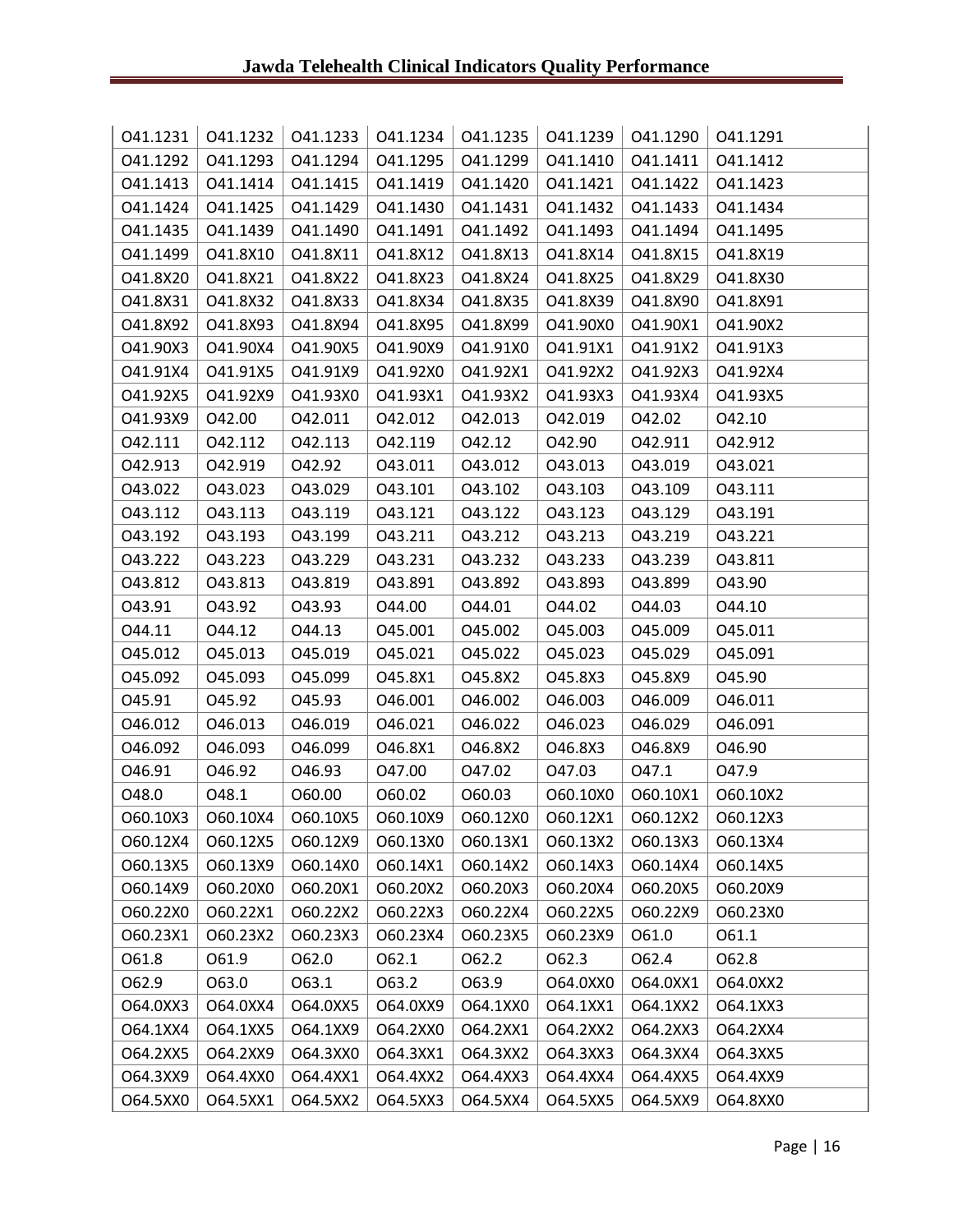| O41.1231 | O41.1232 | O41.1233 | O41.1234 | O41.1235 | O41.1239 | O41.1290 | O41.1291 |
|---|---|---|---|---|---|---|---|
| O41.1292 | O41.1293 | O41.1294 | O41.1295 | O41.1299 | O41.1410 | O41.1411 | O41.1412 |
| O41.1413 | O41.1414 | O41.1415 | O41.1419 | O41.1420 | O41.1421 | O41.1422 | O41.1423 |
| O41.1424 | O41.1425 | O41.1429 | O41.1430 | O41.1431 | O41.1432 | O41.1433 | O41.1434 |
| O41.1435 | O41.1439 | O41.1490 | O41.1491 | O41.1492 | O41.1493 | O41.1494 | O41.1495 |
| O41.1499 | O41.8X10 | O41.8X11 | O41.8X12 | O41.8X13 | O41.8X14 | O41.8X15 | O41.8X19 |
| O41.8X20 | O41.8X21 | O41.8X22 | O41.8X23 | O41.8X24 | O41.8X25 | O41.8X29 | O41.8X30 |
| O41.8X31 | O41.8X32 | O41.8X33 | O41.8X34 | O41.8X35 | O41.8X39 | O41.8X90 | O41.8X91 |
| O41.8X92 | O41.8X93 | O41.8X94 | O41.8X95 | O41.8X99 | O41.90X0 | O41.90X1 | O41.90X2 |
| O41.90X3 | O41.90X4 | O41.90X5 | O41.90X9 | O41.91X0 | O41.91X1 | O41.91X2 | O41.91X3 |
| O41.91X4 | O41.91X5 | O41.91X9 | O41.92X0 | O41.92X1 | O41.92X2 | O41.92X3 | O41.92X4 |
| O41.92X5 | O41.92X9 | O41.93X0 | O41.93X1 | O41.93X2 | O41.93X3 | O41.93X4 | O41.93X5 |
| O41.93X9 | O42.00 | O42.011 | O42.012 | O42.013 | O42.019 | O42.02 | O42.10 |
| O42.111 | O42.112 | O42.113 | O42.119 | O42.12 | O42.90 | O42.911 | O42.912 |
| O42.913 | O42.919 | O42.92 | O43.011 | O43.012 | O43.013 | O43.019 | O43.021 |
| O43.022 | O43.023 | O43.029 | O43.101 | O43.102 | O43.103 | O43.109 | O43.111 |
| O43.112 | O43.113 | O43.119 | O43.121 | O43.122 | O43.123 | O43.129 | O43.191 |
| O43.192 | O43.193 | O43.199 | O43.211 | O43.212 | O43.213 | O43.219 | O43.221 |
| O43.222 | O43.223 | O43.229 | O43.231 | O43.232 | O43.233 | O43.239 | O43.811 |
| O43.812 | O43.813 | O43.819 | O43.891 | O43.892 | O43.893 | O43.899 | O43.90 |
| O43.91 | O43.92 | O43.93 | O44.00 | O44.01 | O44.02 | O44.03 | O44.10 |
| O44.11 | O44.12 | O44.13 | O45.001 | O45.002 | O45.003 | O45.009 | O45.011 |
| O45.012 | O45.013 | O45.019 | O45.021 | O45.022 | O45.023 | O45.029 | O45.091 |
| O45.092 | O45.093 | O45.099 | O45.8X1 | O45.8X2 | O45.8X3 | O45.8X9 | O45.90 |
| O45.91 | O45.92 | O45.93 | O46.001 | O46.002 | O46.003 | O46.009 | O46.011 |
| O46.012 | O46.013 | O46.019 | O46.021 | O46.022 | O46.023 | O46.029 | O46.091 |
| O46.092 | O46.093 | O46.099 | O46.8X1 | O46.8X2 | O46.8X3 | O46.8X9 | O46.90 |
| O46.91 | O46.92 | O46.93 | O47.00 | O47.02 | O47.03 | O47.1 | O47.9 |
| O48.0 | O48.1 | O60.00 | O60.02 | O60.03 | O60.10X0 | O60.10X1 | O60.10X2 |
| O60.10X3 | O60.10X4 | O60.10X5 | O60.10X9 | O60.12X0 | O60.12X1 | O60.12X2 | O60.12X3 |
| O60.12X4 | O60.12X5 | O60.12X9 | O60.13X0 | O60.13X1 | O60.13X2 | O60.13X3 | O60.13X4 |
| O60.13X5 | O60.13X9 | O60.14X0 | O60.14X1 | O60.14X2 | O60.14X3 | O60.14X4 | O60.14X5 |
| O60.14X9 | O60.20X0 | O60.20X1 | O60.20X2 | O60.20X3 | O60.20X4 | O60.20X5 | O60.20X9 |
| O60.22X0 | O60.22X1 | O60.22X2 | O60.22X3 | O60.22X4 | O60.22X5 | O60.22X9 | O60.23X0 |
| O60.23X1 | O60.23X2 | O60.23X3 | O60.23X4 | O60.23X5 | O60.23X9 | O61.0 | O61.1 |
| O61.8 | O61.9 | O62.0 | O62.1 | O62.2 | O62.3 | O62.4 | O62.8 |
| O62.9 | O63.0 | O63.1 | O63.2 | O63.9 | O64.0XX0 | O64.0XX1 | O64.0XX2 |
| O64.0XX3 | O64.0XX4 | O64.0XX5 | O64.0XX9 | O64.1XX0 | O64.1XX1 | O64.1XX2 | O64.1XX3 |
| O64.1XX4 | O64.1XX5 | O64.1XX9 | O64.2XX0 | O64.2XX1 | O64.2XX2 | O64.2XX3 | O64.2XX4 |
| O64.2XX5 | O64.2XX9 | O64.3XX0 | O64.3XX1 | O64.3XX2 | O64.3XX3 | O64.3XX4 | O64.3XX5 |
| O64.3XX9 | O64.4XX0 | O64.4XX1 | O64.4XX2 | O64.4XX3 | O64.4XX4 | O64.4XX5 | O64.4XX9 |
| O64.5XX0 | O64.5XX1 | O64.5XX2 | O64.5XX3 | O64.5XX4 | O64.5XX5 | O64.5XX9 | O64.8XX0 |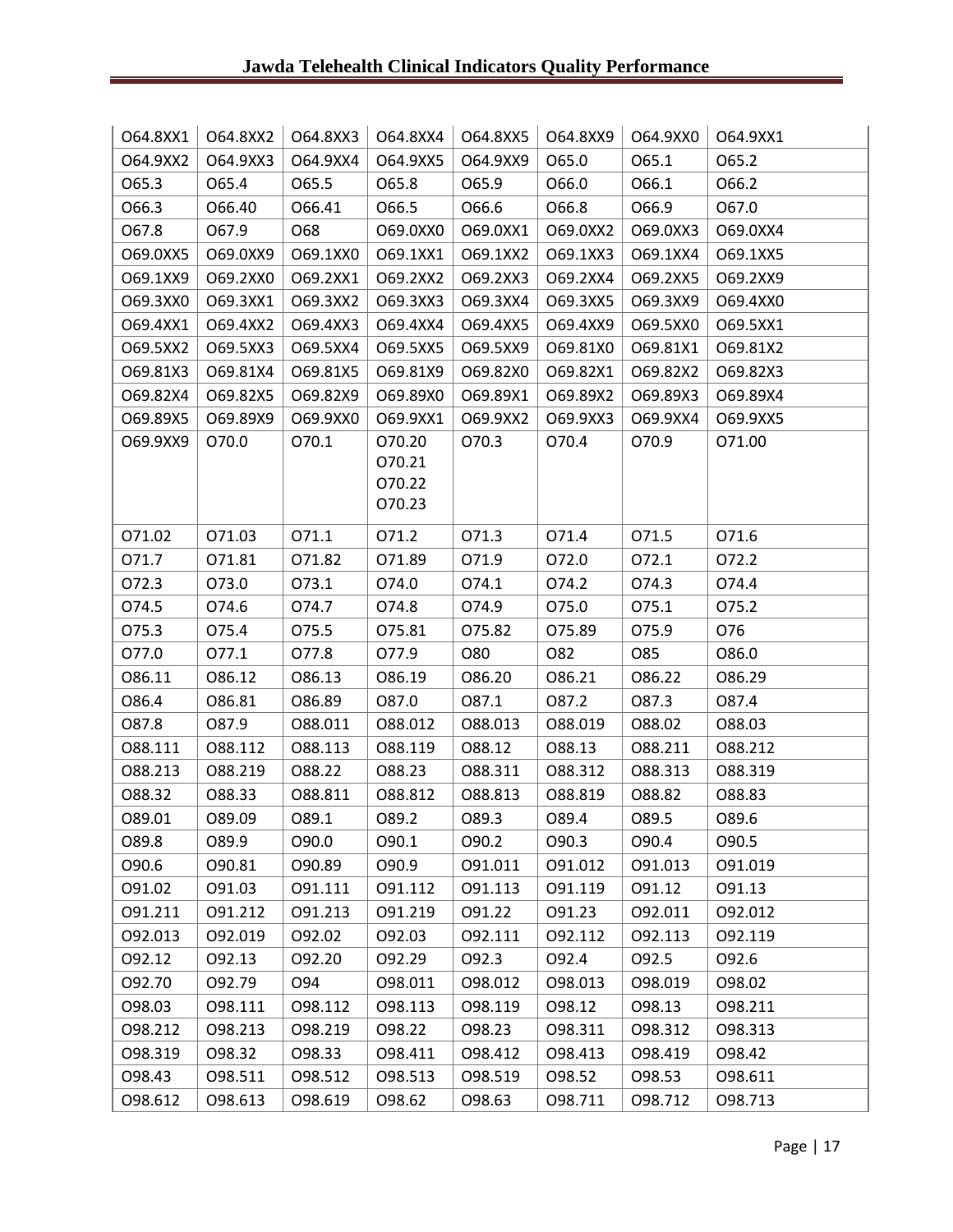| O64.8XX1 | O64.8XX2 | O64.8XX3 | O64.8XX4 | O64.8XX5 | O64.8XX9 | O64.9XX0 | O64.9XX1 |
|---|---|---|---|---|---|---|---|
| O64.9XX2 | O64.9XX3 | O64.9XX4 | O64.9XX5 | O64.9XX9 | O65.0 | O65.1 | O65.2 |
| O65.3 | O65.4 | O65.5 | O65.8 | O65.9 | O66.0 | O66.1 | O66.2 |
| O66.3 | O66.40 | O66.41 | O66.5 | O66.6 | O66.8 | O66.9 | O67.0 |
| O67.8 | O67.9 | O68 | O69.0XX0 | O69.0XX1 | O69.0XX2 | O69.0XX3 | O69.0XX4 |
| O69.0XX5 | O69.0XX9 | O69.1XX0 | O69.1XX1 | O69.1XX2 | O69.1XX3 | O69.1XX4 | O69.1XX5 |
| O69.1XX9 | O69.2XX0 | O69.2XX1 | O69.2XX2 | O69.2XX3 | O69.2XX4 | O69.2XX5 | O69.2XX9 |
| O69.3XX0 | O69.3XX1 | O69.3XX2 | O69.3XX3 | O69.3XX4 | O69.3XX5 | O69.3XX9 | O69.4XX0 |
| O69.4XX1 | O69.4XX2 | O69.4XX3 | O69.4XX4 | O69.4XX5 | O69.4XX9 | O69.5XX0 | O69.5XX1 |
| O69.5XX2 | O69.5XX3 | O69.5XX4 | O69.5XX5 | O69.5XX9 | O69.81X0 | O69.81X1 | O69.81X2 |
| O69.81X3 | O69.81X4 | O69.81X5 | O69.81X9 | O69.82X0 | O69.82X1 | O69.82X2 | O69.82X3 |
| O69.82X4 | O69.82X5 | O69.82X9 | O69.89X0 | O69.89X1 | O69.89X2 | O69.89X3 | O69.89X4 |
| O69.89X5 | O69.89X9 | O69.9XX0 | O69.9XX1 | O69.9XX2 | O69.9XX3 | O69.9XX4 | O69.9XX5 |
| O69.9XX9 | O70.0 | O70.1 | O70.20 O70.21 O70.22 O70.23 | O70.3 | O70.4 | O70.9 | O71.00 |
| O71.02 | O71.03 | O71.1 | O71.2 | O71.3 | O71.4 | O71.5 | O71.6 |
| O71.7 | O71.81 | O71.82 | O71.89 | O71.9 | O72.0 | O72.1 | O72.2 |
| O72.3 | O73.0 | O73.1 | O74.0 | O74.1 | O74.2 | O74.3 | O74.4 |
| O74.5 | O74.6 | O74.7 | O74.8 | O74.9 | O75.0 | O75.1 | O75.2 |
| O75.3 | O75.4 | O75.5 | O75.81 | O75.82 | O75.89 | O75.9 | O76 |
| O77.0 | O77.1 | O77.8 | O77.9 | O80 | O82 | O85 | O86.0 |
| O86.11 | O86.12 | O86.13 | O86.19 | O86.20 | O86.21 | O86.22 | O86.29 |
| O86.4 | O86.81 | O86.89 | O87.0 | O87.1 | O87.2 | O87.3 | O87.4 |
| O87.8 | O87.9 | O88.011 | O88.012 | O88.013 | O88.019 | O88.02 | O88.03 |
| O88.111 | O88.112 | O88.113 | O88.119 | O88.12 | O88.13 | O88.211 | O88.212 |
| O88.213 | O88.219 | O88.22 | O88.23 | O88.311 | O88.312 | O88.313 | O88.319 |
| O88.32 | O88.33 | O88.811 | O88.812 | O88.813 | O88.819 | O88.82 | O88.83 |
| O89.01 | O89.09 | O89.1 | O89.2 | O89.3 | O89.4 | O89.5 | O89.6 |
| O89.8 | O89.9 | O90.0 | O90.1 | O90.2 | O90.3 | O90.4 | O90.5 |
| O90.6 | O90.81 | O90.89 | O90.9 | O91.011 | O91.012 | O91.013 | O91.019 |
| O91.02 | O91.03 | O91.111 | O91.112 | O91.113 | O91.119 | O91.12 | O91.13 |
| O91.211 | O91.212 | O91.213 | O91.219 | O91.22 | O91.23 | O92.011 | O92.012 |
| O92.013 | O92.019 | O92.02 | O92.03 | O92.111 | O92.112 | O92.113 | O92.119 |
| O92.12 | O92.13 | O92.20 | O92.29 | O92.3 | O92.4 | O92.5 | O92.6 |
| O92.70 | O92.79 | O94 | O98.011 | O98.012 | O98.013 | O98.019 | O98.02 |
| O98.03 | O98.111 | O98.112 | O98.113 | O98.119 | O98.12 | O98.13 | O98.211 |
| O98.212 | O98.213 | O98.219 | O98.22 | O98.23 | O98.311 | O98.312 | O98.313 |
| O98.319 | O98.32 | O98.33 | O98.411 | O98.412 | O98.413 | O98.419 | O98.42 |
| O98.43 | O98.511 | O98.512 | O98.513 | O98.519 | O98.52 | O98.53 | O98.611 |
| O98.612 | O98.613 | O98.619 | O98.62 | O98.63 | O98.711 | O98.712 | O98.713 |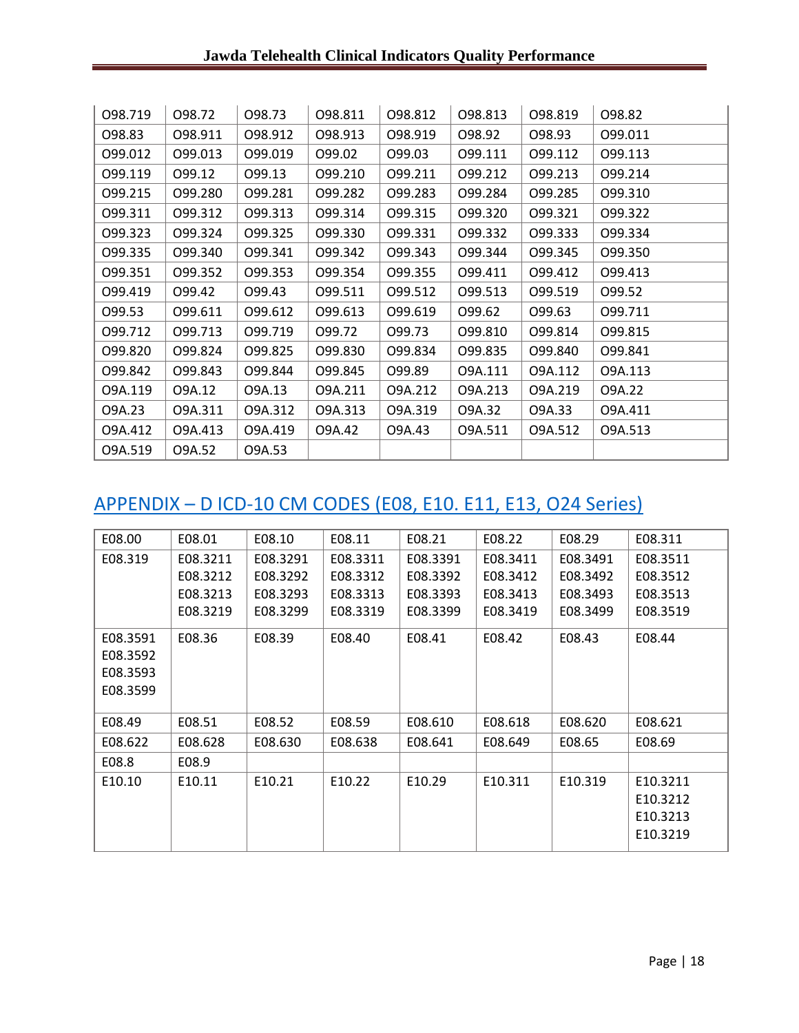| O98.719 | O98.72 | O98.73 | O98.811 | O98.812 | O98.813 | O98.819 | O98.82 |
|---|---|---|---|---|---|---|---|
| O98.83 | O98.911 | O98.912 | O98.913 | O98.919 | O98.92 | O98.93 | O99.011 |
| O99.012 | O99.013 | O99.019 | O99.02 | O99.03 | O99.111 | O99.112 | O99.113 |
| O99.119 | O99.12 | O99.13 | O99.210 | O99.211 | O99.212 | O99.213 | O99.214 |
| O99.215 | O99.280 | O99.281 | O99.282 | O99.283 | O99.284 | O99.285 | O99.310 |
| O99.311 | O99.312 | O99.313 | O99.314 | O99.315 | O99.320 | O99.321 | O99.322 |
| O99.323 | O99.324 | O99.325 | O99.330 | O99.331 | O99.332 | O99.333 | O99.334 |
| O99.335 | O99.340 | O99.341 | O99.342 | O99.343 | O99.344 | O99.345 | O99.350 |
| O99.351 | O99.352 | O99.353 | O99.354 | O99.355 | O99.411 | O99.412 | O99.413 |
| O99.419 | O99.42 | O99.43 | O99.511 | O99.512 | O99.513 | O99.519 | O99.52 |
| O99.53 | O99.611 | O99.612 | O99.613 | O99.619 | O99.62 | O99.63 | O99.711 |
| O99.712 | O99.713 | O99.719 | O99.72 | O99.73 | O99.810 | O99.814 | O99.815 |
| O99.820 | O99.824 | O99.825 | O99.830 | O99.834 | O99.835 | O99.840 | O99.841 |
| O99.842 | O99.843 | O99.844 | O99.845 | O99.89 | O9A.111 | O9A.112 | O9A.113 |
| O9A.119 | O9A.12 | O9A.13 | O9A.211 | O9A.212 | O9A.213 | O9A.219 | O9A.22 |
| O9A.23 | O9A.311 | O9A.312 | O9A.313 | O9A.319 | O9A.32 | O9A.33 | O9A.411 |
| O9A.412 | O9A.413 | O9A.419 | O9A.42 | O9A.43 | O9A.511 | O9A.512 | O9A.513 |
| O9A.519 | O9A.52 | O9A.53 | | | | | |

## APPENDIX – D ICD-10 CM CODES (E08, E10. E11, E13, O24 Series)

| E08.00 | E08.01 | E08.10 | E08.11 | E08.21 | E08.22 | E08.29 | E08.311 |
|---|---|---|---|---|---|---|---|
| E08.319 | E08.3211 E08.3212 E08.3213 E08.3219 | E08.3291 E08.3292 E08.3293 E08.3299 | E08.3311 E08.3312 E08.3313 E08.3319 | E08.3391 E08.3392 E08.3393 E08.3399 | E08.3411 E08.3412 E08.3413 E08.3419 | E08.3491 E08.3492 E08.3493 E08.3499 | E08.3511 E08.3512 E08.3513 E08.3519 |
| E08.3591 E08.3592 E08.3593 E08.3599 | E08.36 | E08.39 | E08.40 | E08.41 | E08.42 | E08.43 | E08.44 |
| E08.49 | E08.51 | E08.52 | E08.59 | E08.610 | E08.618 | E08.620 | E08.621 |
| E08.622 | E08.628 | E08.630 | E08.638 | E08.641 | E08.649 | E08.65 | E08.69 |
| E08.8 | E08.9 | | | | | | |
| E10.10 | E10.11 | E10.21 | E10.22 | E10.29 | E10.311 | E10.319 | E10.3211 E10.3212 E10.3213 E10.3219 |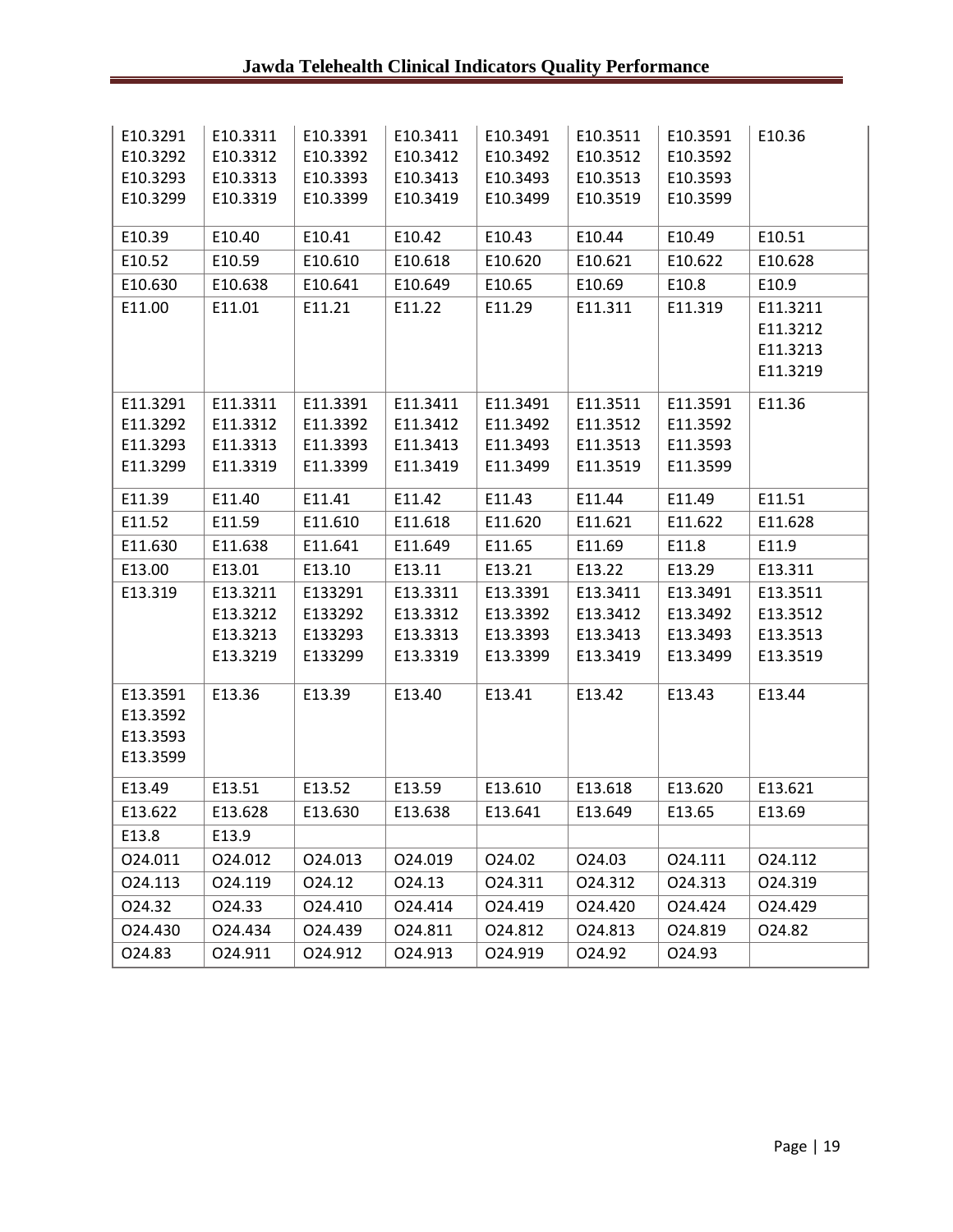| | | | | | | | |
|---|---|---|---|---|---|---|---|
| E10.3291<br>E10.3292<br>E10.3293<br>E10.3299 | E10.3311<br>E10.3312<br>E10.3313<br>E10.3319 | E10.3391<br>E10.3392<br>E10.3393<br>E10.3399 | E10.3411<br>E10.3412<br>E10.3413<br>E10.3419 | E10.3491<br>E10.3492<br>E10.3493<br>E10.3499 | E10.3511<br>E10.3512<br>E10.3513<br>E10.3519 | E10.3591<br>E10.3592<br>E10.3593<br>E10.3599 | E10.36 |
| E10.39 | E10.40 | E10.41 | E10.42 | E10.43 | E10.44 | E10.49 | E10.51 |
| E10.52 | E10.59 | E10.610 | E10.618 | E10.620 | E10.621 | E10.622 | E10.628 |
| E10.630 | E10.638 | E10.641 | E10.649 | E10.65 | E10.69 | E10.8 | E10.9 |
| E11.00 | E11.01 | E11.21 | E11.22 | E11.29 | E11.311 | E11.319 | E11.3211<br>E11.3212<br>E11.3213<br>E11.3219 |
| E11.3291<br>E11.3292<br>E11.3293<br>E11.3299 | E11.3311<br>E11.3312<br>E11.3313<br>E11.3319 | E11.3391<br>E11.3392<br>E11.3393<br>E11.3399 | E11.3411<br>E11.3412<br>E11.3413<br>E11.3419 | E11.3491<br>E11.3492<br>E11.3493<br>E11.3499 | E11.3511<br>E11.3512<br>E11.3513<br>E11.3519 | E11.3591<br>E11.3592<br>E11.3593<br>E11.3599 | E11.36 |
| E11.39 | E11.40 | E11.41 | E11.42 | E11.43 | E11.44 | E11.49 | E11.51 |
| E11.52 | E11.59 | E11.610 | E11.618 | E11.620 | E11.621 | E11.622 | E11.628 |
| E11.630 | E11.638 | E11.641 | E11.649 | E11.65 | E11.69 | E11.8 | E11.9 |
| E13.00 | E13.01 | E13.10 | E13.11 | E13.21 | E13.22 | E13.29 | E13.311 |
| E13.319 | E13.3211<br>E13.3212<br>E13.3213<br>E13.3219 | E133291<br>E133292<br>E133293<br>E133299 | E13.3311<br>E13.3312<br>E13.3313<br>E13.3319 | E13.3391<br>E13.3392<br>E13.3393<br>E13.3399 | E13.3411<br>E13.3412<br>E13.3413<br>E13.3419 | E13.3491<br>E13.3492<br>E13.3493<br>E13.3499 | E13.3511<br>E13.3512<br>E13.3513<br>E13.3519 |
| E13.3591<br>E13.3592<br>E13.3593<br>E13.3599 | E13.36 | E13.39 | E13.40 | E13.41 | E13.42 | E13.43 | E13.44 |
| E13.49 | E13.51 | E13.52 | E13.59 | E13.610 | E13.618 | E13.620 | E13.621 |
| E13.622 | E13.628 | E13.630 | E13.638 | E13.641 | E13.649 | E13.65 | E13.69 |
| E13.8 | E13.9 | | | | | | |
| O24.011 | O24.012 | O24.013 | O24.019 | O24.02 | O24.03 | O24.111 | O24.112 |
| O24.113 | O24.119 | O24.12 | O24.13 | O24.311 | O24.312 | O24.313 | O24.319 |
| O24.32 | O24.33 | O24.410 | O24.414 | O24.419 | O24.420 | O24.424 | O24.429 |
| O24.430 | O24.434 | O24.439 | O24.811 | O24.812 | O24.813 | O24.819 | O24.82 |
| O24.83 | O24.911 | O24.912 | O24.913 | O24.919 | O24.92 | O24.93 | |